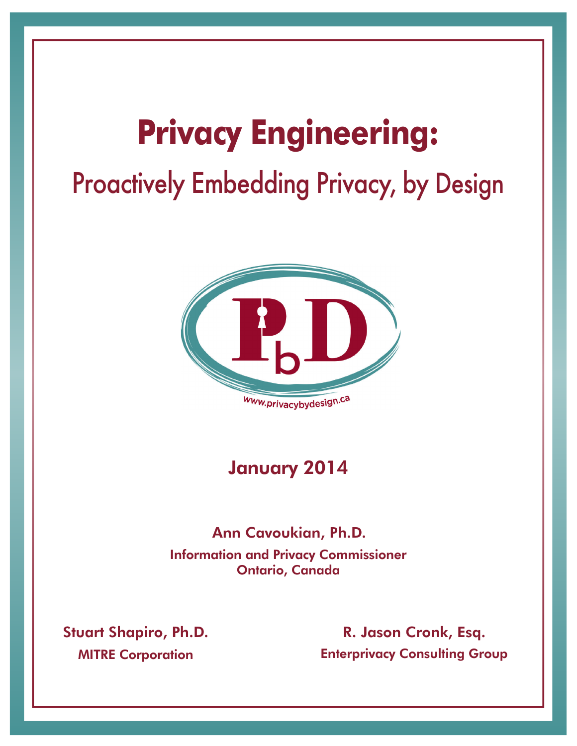# Privacy Engineering:

## Proactively Embedding Privacy, by Design

www.privacybydesign.ca

**January 2014**

**Ann Cavoukian, Ph.D.**
Information and Privacy Commissioner
Ontario, Canada

**Stuart Shapiro, Ph.D.**
MITRE Corporation

**R. Jason Cronk, Esq.**
Enterprivacy Consulting Group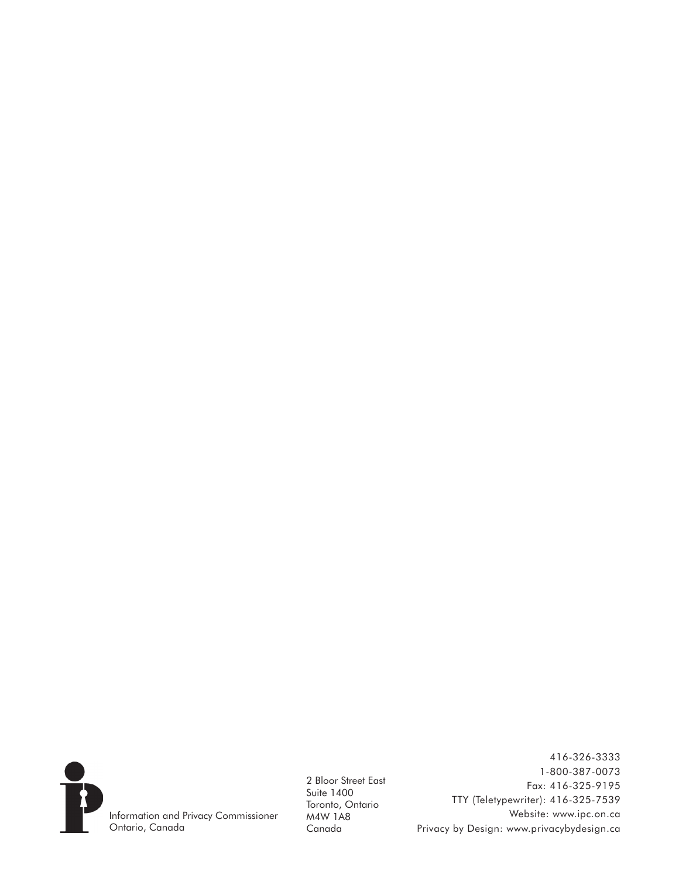Information and Privacy Commissioner
Ontario, Canada

2 Bloor Street East
Suite 1400
Toronto, Ontario
M4W 1A8
Canada

416-326-3333
1-800-387-0073
Fax: 416-325-9195
TTY (Teletypewriter): 416-325-7539
Website: www.ipc.on.ca
Privacy by Design: www.privacybydesign.ca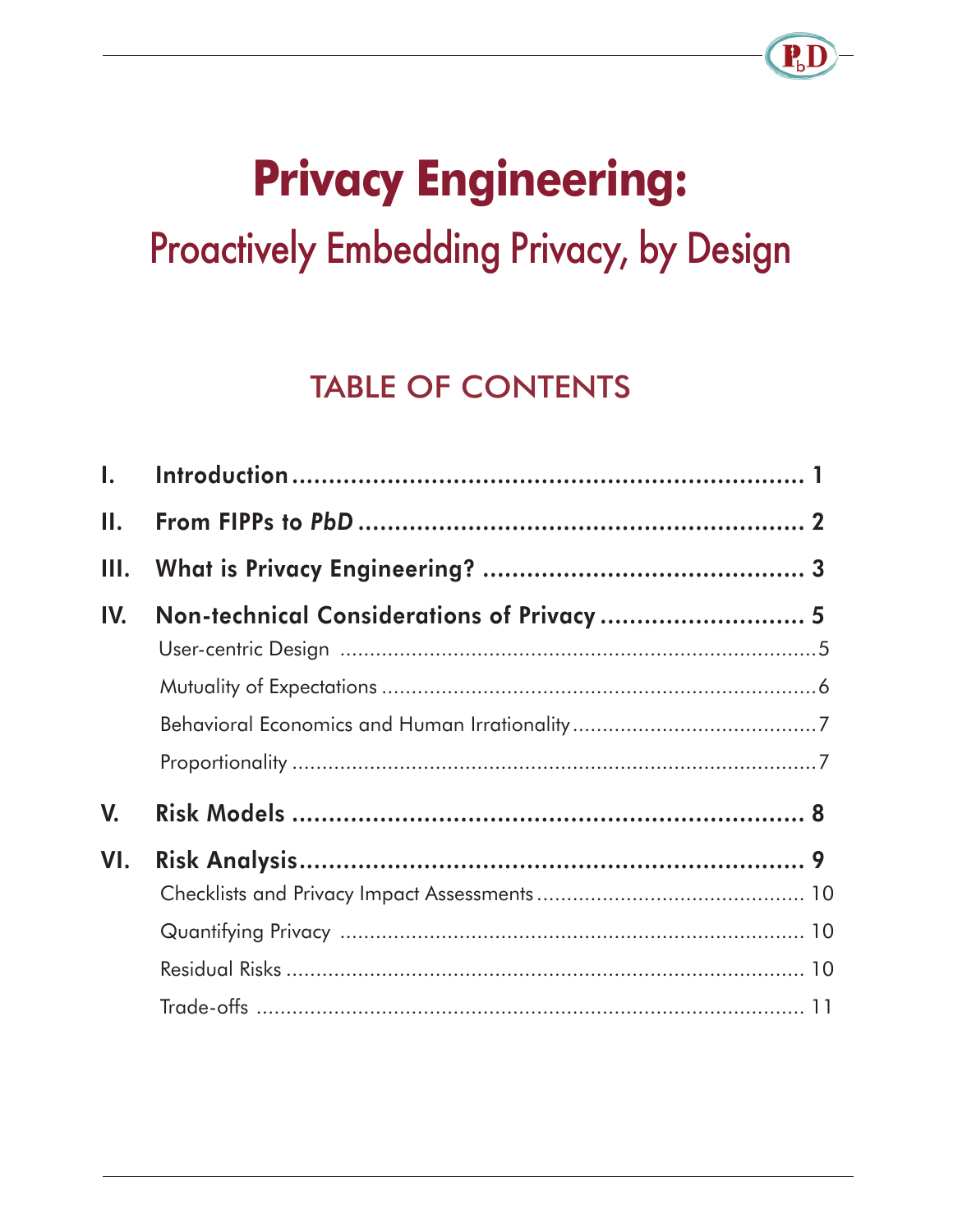# Privacy Engineering:

## Proactively Embedding Privacy, by Design

### TABLE OF CONTENTS

**I. Introduction** ........................................................................ 1

**II. From FIPPs to *PbD*** ............................................................... 2

**III. What is Privacy Engineering?** ............................................... 3

**IV. Non-technical Considerations of Privacy** ............................. 5

- User-centric Design ........................................................................5
- Mutuality of Expectations ...............................................................6
- Behavioral Economics and Human Irrationality .............................7
- Proportionality ................................................................................7

**V. Risk Models** ............................................................................. 8

**VI. Risk Analysis** ........................................................................... 9

- Checklists and Privacy Impact Assessments ................................ 10
- Quantifying Privacy ..................................................................... 10
- Residual Risks .............................................................................. 10
- Trade-offs ..................................................................................... 11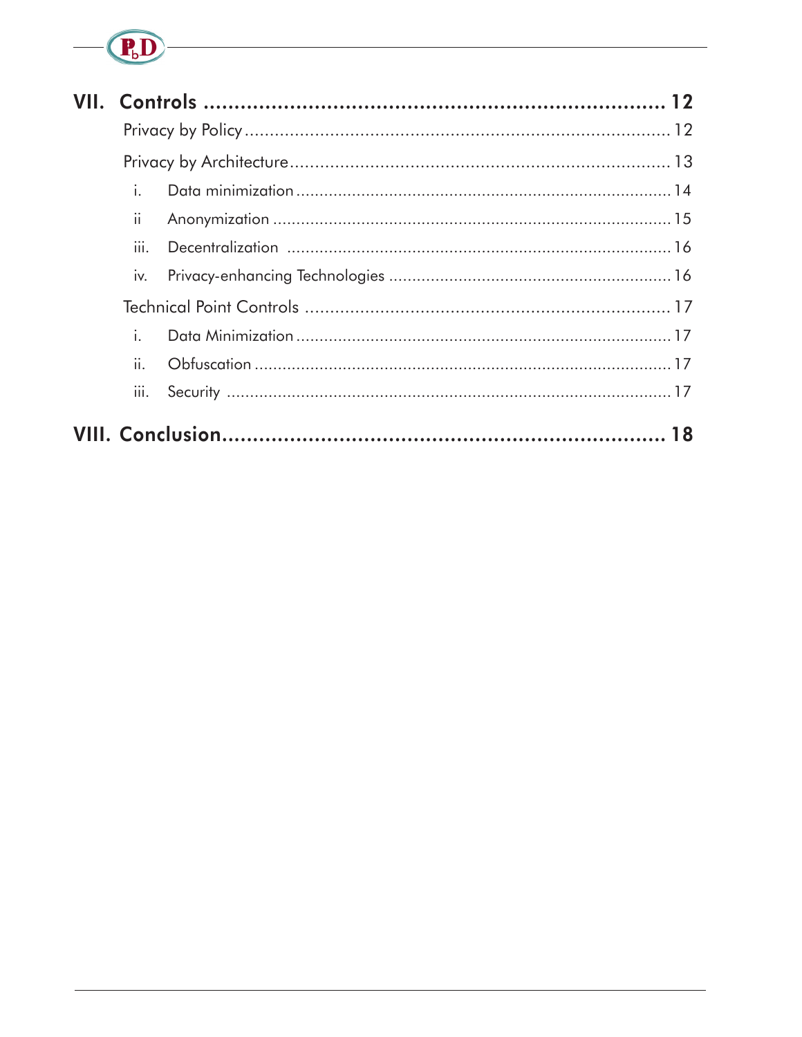**VII. Controls ........................................................................ 12**

Privacy by Policy ........................................................................ 12

Privacy by Architecture ........................................................................ 13

- i. Data minimization ........................................................................ 14
- ii Anonymization ........................................................................ 15
- iii. Decentralization ........................................................................ 16
- iv. Privacy-enhancing Technologies ........................................................................ 16

Technical Point Controls ........................................................................ 17

- i. Data Minimization ........................................................................ 17
- ii. Obfuscation ........................................................................ 17
- iii. Security ........................................................................ 17

**VIII. Conclusion ........................................................................ 18**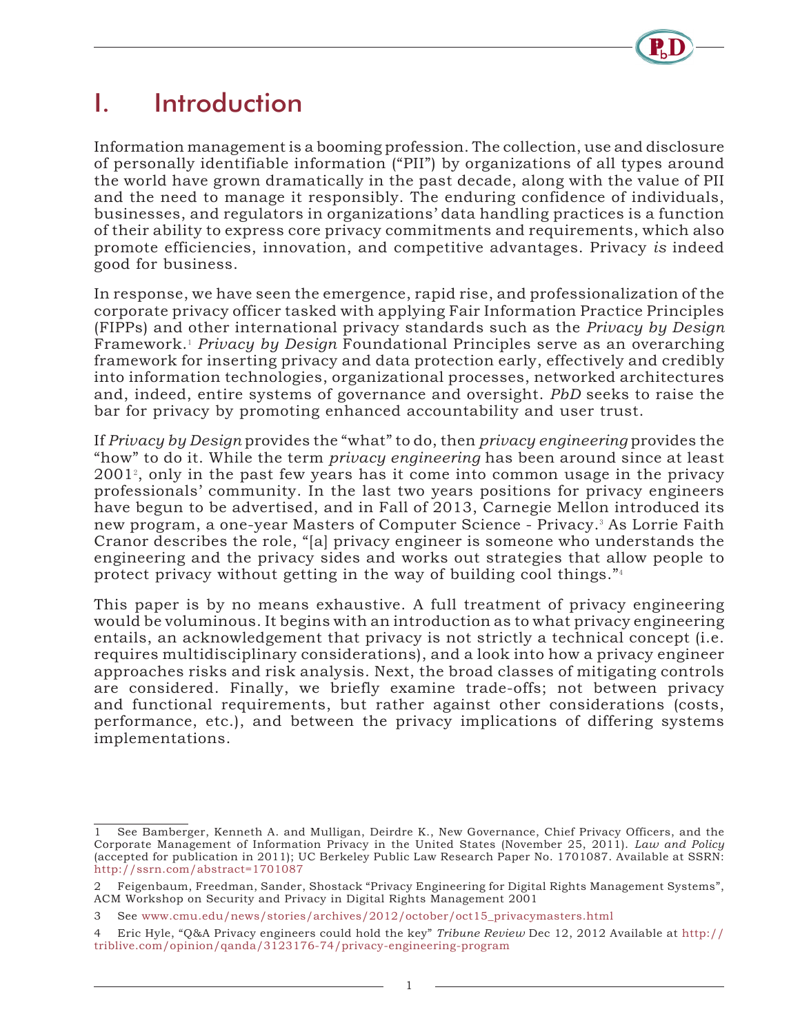# I. Introduction

Information management is a booming profession. The collection, use and disclosure of personally identifiable information ("PII") by organizations of all types around the world have grown dramatically in the past decade, along with the value of PII and the need to manage it responsibly. The enduring confidence of individuals, businesses, and regulators in organizations' data handling practices is a function of their ability to express core privacy commitments and requirements, which also promote efficiencies, innovation, and competitive advantages. Privacy *is* indeed good for business.

In response, we have seen the emergence, rapid rise, and professionalization of the corporate privacy officer tasked with applying Fair Information Practice Principles (FIPPs) and other international privacy standards such as the *Privacy by Design* Framework.[1] *Privacy by Design* Foundational Principles serve as an overarching framework for inserting privacy and data protection early, effectively and credibly into information technologies, organizational processes, networked architectures and, indeed, entire systems of governance and oversight. *PbD* seeks to raise the bar for privacy by promoting enhanced accountability and user trust.

If *Privacy by Design* provides the "what" to do, then *privacy engineering* provides the "how" to do it. While the term *privacy engineering* has been around since at least 2001[2], only in the past few years has it come into common usage in the privacy professionals' community. In the last two years positions for privacy engineers have begun to be advertised, and in Fall of 2013, Carnegie Mellon introduced its new program, a one-year Masters of Computer Science - Privacy.[3] As Lorrie Faith Cranor describes the role, "[a] privacy engineer is someone who understands the engineering and the privacy sides and works out strategies that allow people to protect privacy without getting in the way of building cool things."[4]

This paper is by no means exhaustive. A full treatment of privacy engineering would be voluminous. It begins with an introduction as to what privacy engineering entails, an acknowledgement that privacy is not strictly a technical concept (i.e. requires multidisciplinary considerations), and a look into how a privacy engineer approaches risks and risk analysis. Next, the broad classes of mitigating controls are considered. Finally, we briefly examine trade-offs; not between privacy and functional requirements, but rather against other considerations (costs, performance, etc.), and between the privacy implications of differing systems implementations.

---

1 See Bamberger, Kenneth A. and Mulligan, Deirdre K., New Governance, Chief Privacy Officers, and the Corporate Management of Information Privacy in the United States (November 25, 2011). *Law and Policy* (accepted for publication in 2011); UC Berkeley Public Law Research Paper No. 1701087. Available at SSRN: http://ssrn.com/abstract=1701087

2 Feigenbaum, Freedman, Sander, Shostack "Privacy Engineering for Digital Rights Management Systems", ACM Workshop on Security and Privacy in Digital Rights Management 2001

3 See www.cmu.edu/news/stories/archives/2012/october/oct15_privacymasters.html

4 Eric Hyle, "Q&A Privacy engineers could hold the key" *Tribune Review* Dec 12, 2012 Available at http://triblive.com/opinion/qanda/3123176-74/privacy-engineering-program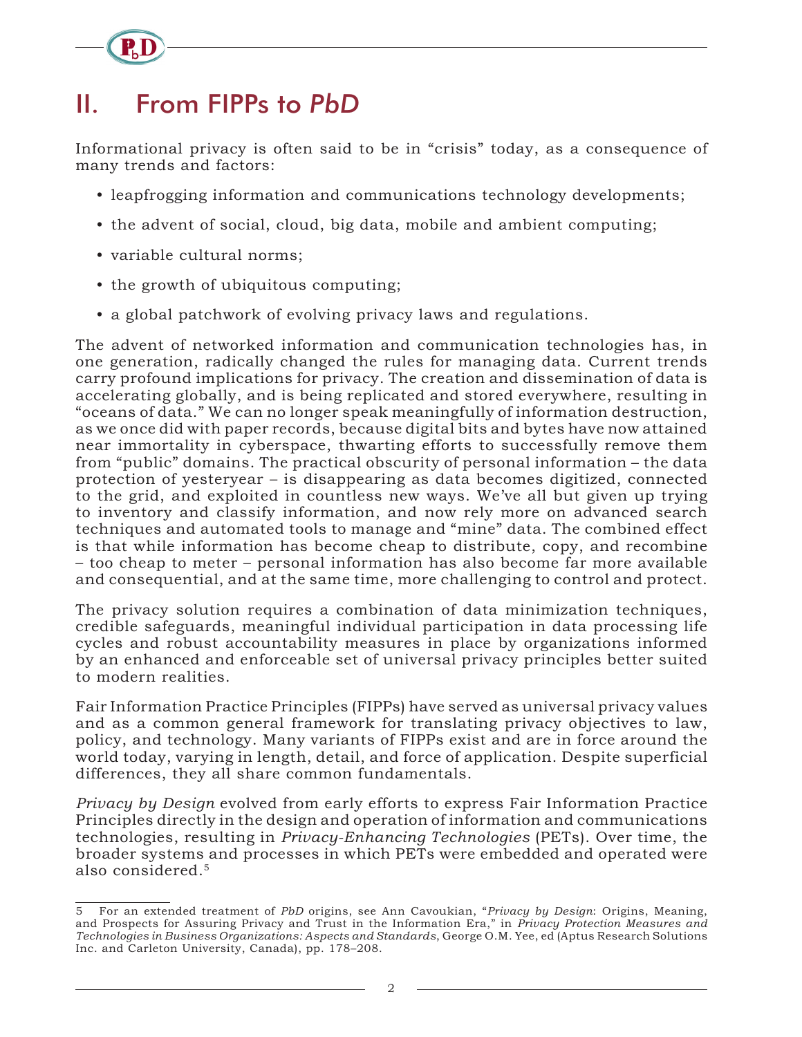## II. From FIPPs to *PbD*

Informational privacy is often said to be in "crisis" today, as a consequence of many trends and factors:

- leapfrogging information and communications technology developments;
- the advent of social, cloud, big data, mobile and ambient computing;
- variable cultural norms;
- the growth of ubiquitous computing;
- a global patchwork of evolving privacy laws and regulations.

The advent of networked information and communication technologies has, in one generation, radically changed the rules for managing data. Current trends carry profound implications for privacy. The creation and dissemination of data is accelerating globally, and is being replicated and stored everywhere, resulting in "oceans of data." We can no longer speak meaningfully of information destruction, as we once did with paper records, because digital bits and bytes have now attained near immortality in cyberspace, thwarting efforts to successfully remove them from "public" domains. The practical obscurity of personal information – the data protection of yesteryear – is disappearing as data becomes digitized, connected to the grid, and exploited in countless new ways. We've all but given up trying to inventory and classify information, and now rely more on advanced search techniques and automated tools to manage and "mine" data. The combined effect is that while information has become cheap to distribute, copy, and recombine – too cheap to meter – personal information has also become far more available and consequential, and at the same time, more challenging to control and protect.

The privacy solution requires a combination of data minimization techniques, credible safeguards, meaningful individual participation in data processing life cycles and robust accountability measures in place by organizations informed by an enhanced and enforceable set of universal privacy principles better suited to modern realities.

Fair Information Practice Principles (FIPPs) have served as universal privacy values and as a common general framework for translating privacy objectives to law, policy, and technology. Many variants of FIPPs exist and are in force around the world today, varying in length, detail, and force of application. Despite superficial differences, they all share common fundamentals.

*Privacy by Design* evolved from early efforts to express Fair Information Practice Principles directly in the design and operation of information and communications technologies, resulting in *Privacy-Enhancing Technologies* (PETs). Over time, the broader systems and processes in which PETs were embedded and operated were also considered.[5]

---

5 For an extended treatment of *PbD* origins, see Ann Cavoukian, "*Privacy by Design*: Origins, Meaning, and Prospects for Assuring Privacy and Trust in the Information Era," in *Privacy Protection Measures and Technologies in Business Organizations: Aspects and Standards*, George O.M. Yee, ed (Aptus Research Solutions Inc. and Carleton University, Canada), pp. 178–208.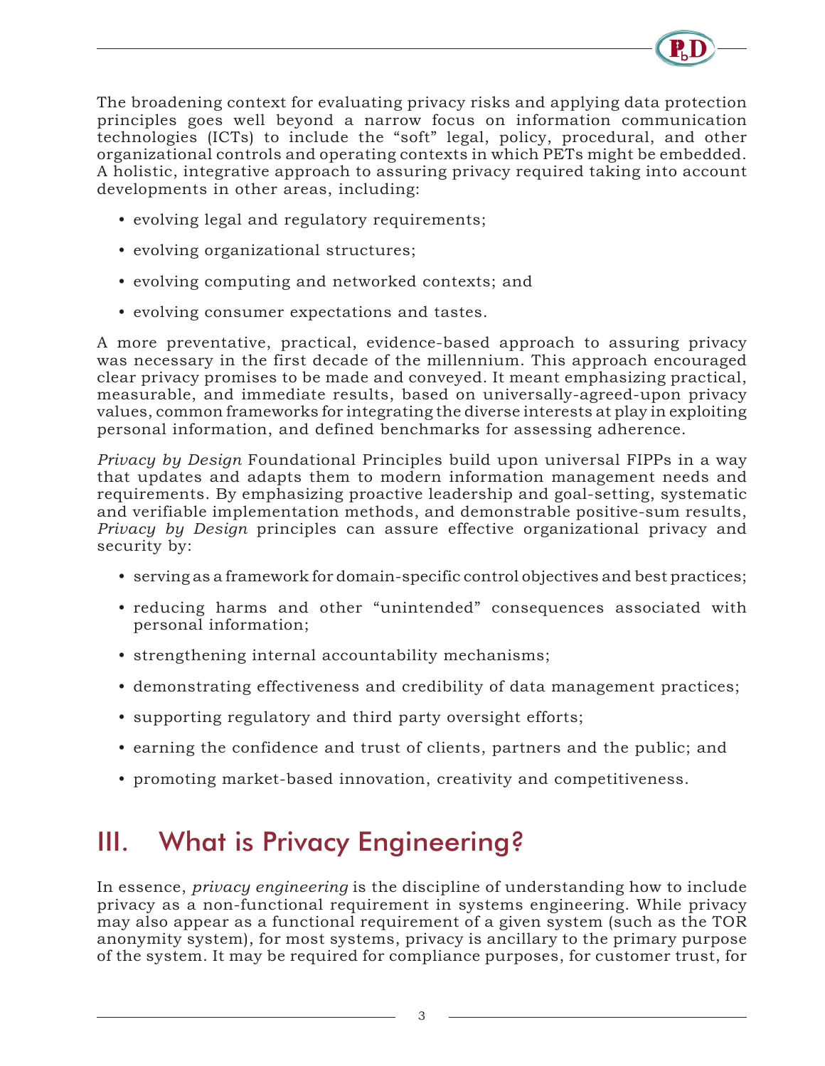The broadening context for evaluating privacy risks and applying data protection principles goes well beyond a narrow focus on information communication technologies (ICTs) to include the "soft" legal, policy, procedural, and other organizational controls and operating contexts in which PETs might be embedded. A holistic, integrative approach to assuring privacy required taking into account developments in other areas, including:

- evolving legal and regulatory requirements;
- evolving organizational structures;
- evolving computing and networked contexts; and
- evolving consumer expectations and tastes.

A more preventative, practical, evidence-based approach to assuring privacy was necessary in the first decade of the millennium. This approach encouraged clear privacy promises to be made and conveyed. It meant emphasizing practical, measurable, and immediate results, based on universally-agreed-upon privacy values, common frameworks for integrating the diverse interests at play in exploiting personal information, and defined benchmarks for assessing adherence.

*Privacy by Design* Foundational Principles build upon universal FIPPs in a way that updates and adapts them to modern information management needs and requirements. By emphasizing proactive leadership and goal-setting, systematic and verifiable implementation methods, and demonstrable positive-sum results, *Privacy by Design* principles can assure effective organizational privacy and security by:

- serving as a framework for domain-specific control objectives and best practices;
- reducing harms and other "unintended" consequences associated with personal information;
- strengthening internal accountability mechanisms;
- demonstrating effectiveness and credibility of data management practices;
- supporting regulatory and third party oversight efforts;
- earning the confidence and trust of clients, partners and the public; and
- promoting market-based innovation, creativity and competitiveness.

# III. What is Privacy Engineering?

In essence, *privacy engineering* is the discipline of understanding how to include privacy as a non-functional requirement in systems engineering. While privacy may also appear as a functional requirement of a given system (such as the TOR anonymity system), for most systems, privacy is ancillary to the primary purpose of the system. It may be required for compliance purposes, for customer trust, for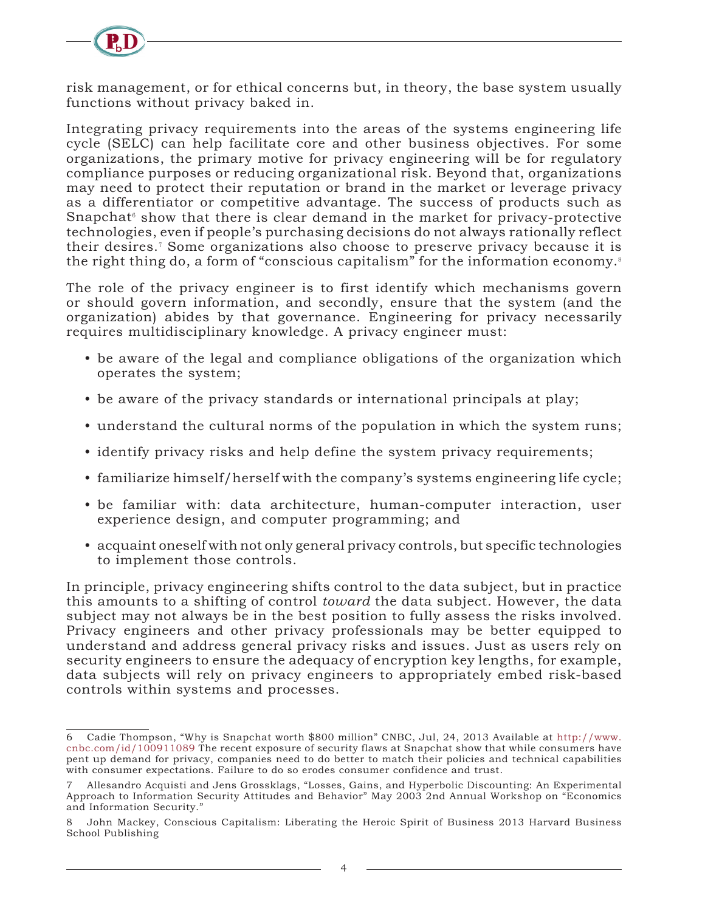risk management, or for ethical concerns but, in theory, the base system usually functions without privacy baked in.

Integrating privacy requirements into the areas of the systems engineering life cycle (SELC) can help facilitate core and other business objectives. For some organizations, the primary motive for privacy engineering will be for regulatory compliance purposes or reducing organizational risk. Beyond that, organizations may need to protect their reputation or brand in the market or leverage privacy as a differentiator or competitive advantage. The success of products such as Snapchat[6] show that there is clear demand in the market for privacy-protective technologies, even if people's purchasing decisions do not always rationally reflect their desires.[7] Some organizations also choose to preserve privacy because it is the right thing do, a form of "conscious capitalism" for the information economy.[8]

The role of the privacy engineer is to first identify which mechanisms govern or should govern information, and secondly, ensure that the system (and the organization) abides by that governance. Engineering for privacy necessarily requires multidisciplinary knowledge. A privacy engineer must:

- be aware of the legal and compliance obligations of the organization which operates the system;
- be aware of the privacy standards or international principals at play;
- understand the cultural norms of the population in which the system runs;
- identify privacy risks and help define the system privacy requirements;
- familiarize himself/herself with the company's systems engineering life cycle;
- be familiar with: data architecture, human-computer interaction, user experience design, and computer programming; and
- acquaint oneself with not only general privacy controls, but specific technologies to implement those controls.

In principle, privacy engineering shifts control to the data subject, but in practice this amounts to a shifting of control *toward* the data subject. However, the data subject may not always be in the best position to fully assess the risks involved. Privacy engineers and other privacy professionals may be better equipped to understand and address general privacy risks and issues. Just as users rely on security engineers to ensure the adequacy of encryption key lengths, for example, data subjects will rely on privacy engineers to appropriately embed risk-based controls within systems and processes.

---

6 Cadie Thompson, "Why is Snapchat worth $800 million" CNBC, Jul, 24, 2013 Available at http://www.cnbc.com/id/100911089 The recent exposure of security flaws at Snapchat show that while consumers have pent up demand for privacy, companies need to do better to match their policies and technical capabilities with consumer expectations. Failure to do so erodes consumer confidence and trust.

7 Allesandro Acquisti and Jens Grossklags, "Losses, Gains, and Hyperbolic Discounting: An Experimental Approach to Information Security Attitudes and Behavior" May 2003 2nd Annual Workshop on "Economics and Information Security."

8 John Mackey, Conscious Capitalism: Liberating the Heroic Spirit of Business 2013 Harvard Business School Publishing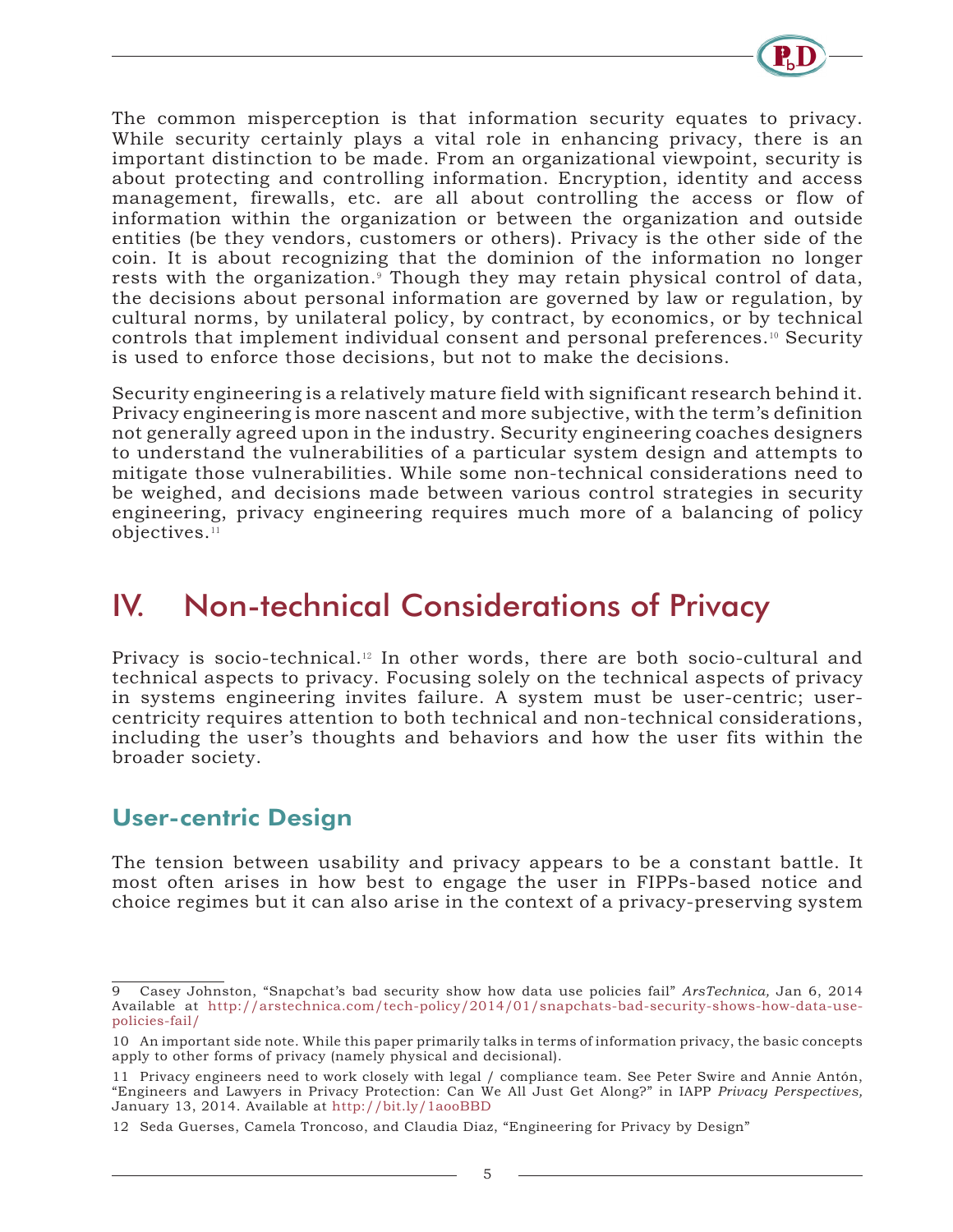The common misperception is that information security equates to privacy. While security certainly plays a vital role in enhancing privacy, there is an important distinction to be made. From an organizational viewpoint, security is about protecting and controlling information. Encryption, identity and access management, firewalls, etc. are all about controlling the access or flow of information within the organization or between the organization and outside entities (be they vendors, customers or others). Privacy is the other side of the coin. It is about recognizing that the dominion of the information no longer rests with the organization.[9] Though they may retain physical control of data, the decisions about personal information are governed by law or regulation, by cultural norms, by unilateral policy, by contract, by economics, or by technical controls that implement individual consent and personal preferences.[10] Security is used to enforce those decisions, but not to make the decisions.

Security engineering is a relatively mature field with significant research behind it. Privacy engineering is more nascent and more subjective, with the term's definition not generally agreed upon in the industry. Security engineering coaches designers to understand the vulnerabilities of a particular system design and attempts to mitigate those vulnerabilities. While some non-technical considerations need to be weighed, and decisions made between various control strategies in security engineering, privacy engineering requires much more of a balancing of policy objectives.[11]

# IV. Non-technical Considerations of Privacy

Privacy is socio-technical.[12] In other words, there are both socio-cultural and technical aspects to privacy. Focusing solely on the technical aspects of privacy in systems engineering invites failure. A system must be user-centric; user-centricity requires attention to both technical and non-technical considerations, including the user's thoughts and behaviors and how the user fits within the broader society.

## User-centric Design

The tension between usability and privacy appears to be a constant battle. It most often arises in how best to engage the user in FIPPs-based notice and choice regimes but it can also arise in the context of a privacy-preserving system

---

9 Casey Johnston, "Snapchat's bad security show how data use policies fail" *ArsTechnica,* Jan 6, 2014 Available at http://arstechnica.com/tech-policy/2014/01/snapchats-bad-security-shows-how-data-use-policies-fail/

10 An important side note. While this paper primarily talks in terms of information privacy, the basic concepts apply to other forms of privacy (namely physical and decisional).

11 Privacy engineers need to work closely with legal / compliance team. See Peter Swire and Annie Antón, "Engineers and Lawyers in Privacy Protection: Can We All Just Get Along?" in IAPP *Privacy Perspectives,* January 13, 2014. Available at http://bit.ly/1aooBBD

12 Seda Guerses, Camela Troncoso, and Claudia Diaz, "Engineering for Privacy by Design"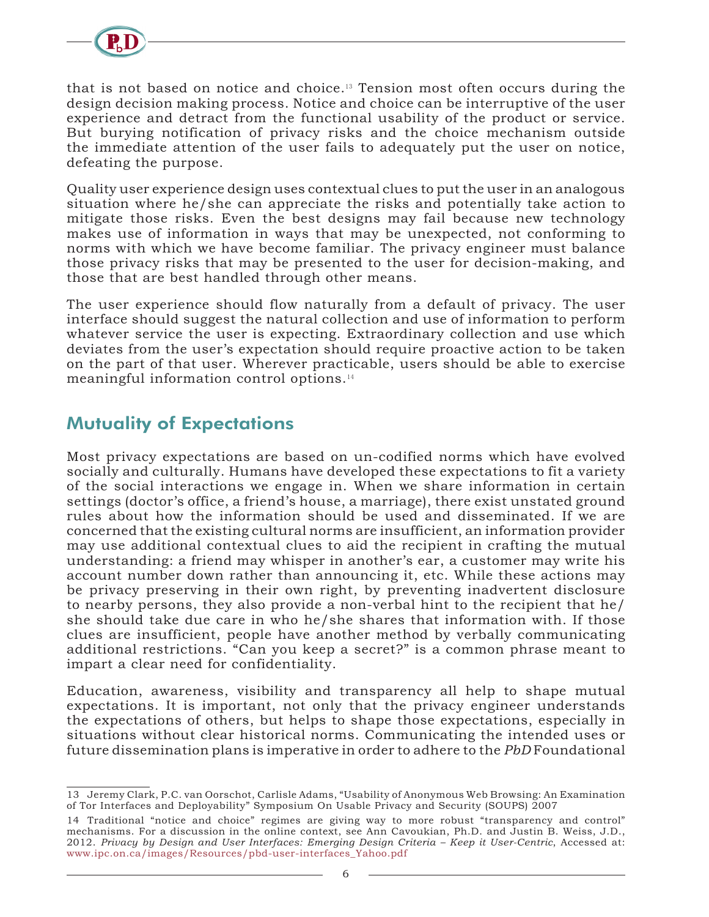that is not based on notice and choice.[13] Tension most often occurs during the design decision making process. Notice and choice can be interruptive of the user experience and detract from the functional usability of the product or service. But burying notification of privacy risks and the choice mechanism outside the immediate attention of the user fails to adequately put the user on notice, defeating the purpose.

Quality user experience design uses contextual clues to put the user in an analogous situation where he/she can appreciate the risks and potentially take action to mitigate those risks. Even the best designs may fail because new technology makes use of information in ways that may be unexpected, not conforming to norms with which we have become familiar. The privacy engineer must balance those privacy risks that may be presented to the user for decision-making, and those that are best handled through other means.

The user experience should flow naturally from a default of privacy. The user interface should suggest the natural collection and use of information to perform whatever service the user is expecting. Extraordinary collection and use which deviates from the user's expectation should require proactive action to be taken on the part of that user. Wherever practicable, users should be able to exercise meaningful information control options.[14]

## Mutuality of Expectations

Most privacy expectations are based on un-codified norms which have evolved socially and culturally. Humans have developed these expectations to fit a variety of the social interactions we engage in. When we share information in certain settings (doctor's office, a friend's house, a marriage), there exist unstated ground rules about how the information should be used and disseminated. If we are concerned that the existing cultural norms are insufficient, an information provider may use additional contextual clues to aid the recipient in crafting the mutual understanding: a friend may whisper in another's ear, a customer may write his account number down rather than announcing it, etc. While these actions may be privacy preserving in their own right, by preventing inadvertent disclosure to nearby persons, they also provide a non-verbal hint to the recipient that he/she should take due care in who he/she shares that information with. If those clues are insufficient, people have another method by verbally communicating additional restrictions. "Can you keep a secret?" is a common phrase meant to impart a clear need for confidentiality.

Education, awareness, visibility and transparency all help to shape mutual expectations. It is important, not only that the privacy engineer understands the expectations of others, but helps to shape those expectations, especially in situations without clear historical norms. Communicating the intended uses or future dissemination plans is imperative in order to adhere to the *PbD* Foundational

---

13 Jeremy Clark, P.C. van Oorschot, Carlisle Adams, "Usability of Anonymous Web Browsing: An Examination of Tor Interfaces and Deployability" Symposium On Usable Privacy and Security (SOUPS) 2007

14 Traditional "notice and choice" regimes are giving way to more robust "transparency and control" mechanisms. For a discussion in the online context, see Ann Cavoukian, Ph.D. and Justin B. Weiss, J.D., 2012. *Privacy by Design and User Interfaces: Emerging Design Criteria – Keep it User-Centric*, Accessed at: www.ipc.on.ca/images/Resources/pbd-user-interfaces_Yahoo.pdf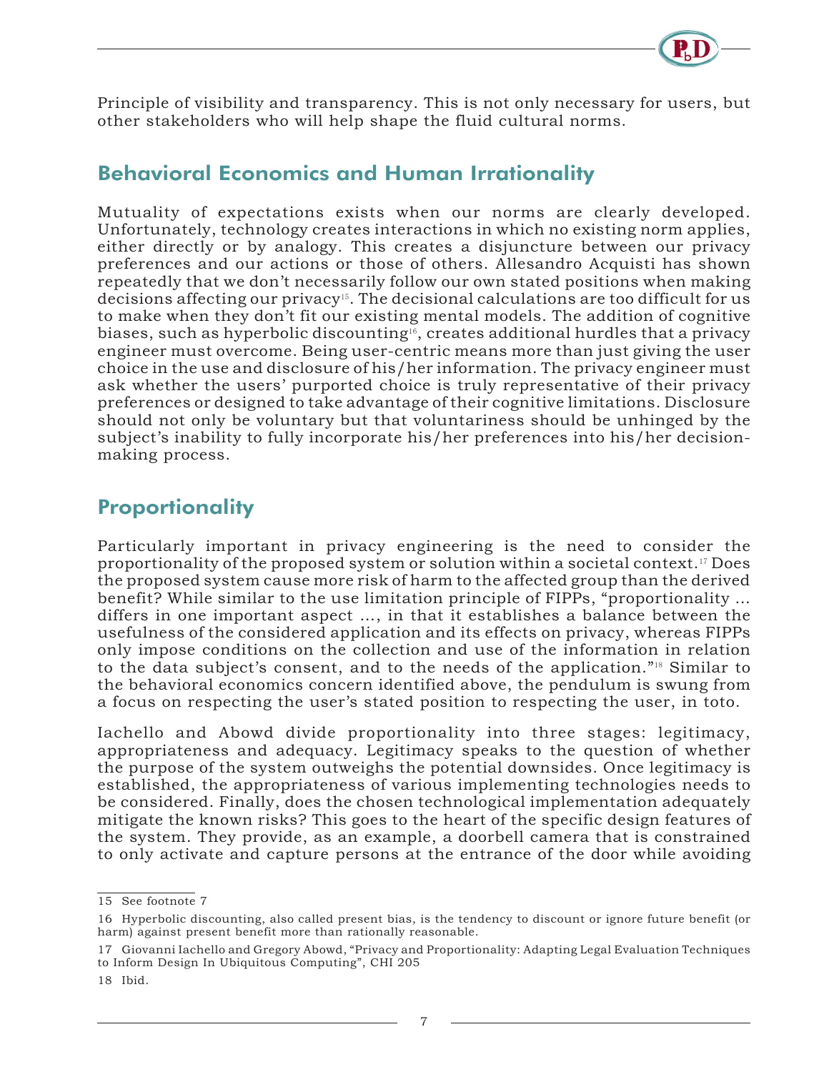Principle of visibility and transparency. This is not only necessary for users, but other stakeholders who will help shape the fluid cultural norms.

## Behavioral Economics and Human Irrationality

Mutuality of expectations exists when our norms are clearly developed. Unfortunately, technology creates interactions in which no existing norm applies, either directly or by analogy. This creates a disjuncture between our privacy preferences and our actions or those of others. Allesandro Acquisti has shown repeatedly that we don't necessarily follow our own stated positions when making decisions affecting our privacy[15]. The decisional calculations are too difficult for us to make when they don't fit our existing mental models. The addition of cognitive biases, such as hyperbolic discounting[16], creates additional hurdles that a privacy engineer must overcome. Being user-centric means more than just giving the user choice in the use and disclosure of his/her information. The privacy engineer must ask whether the users' purported choice is truly representative of their privacy preferences or designed to take advantage of their cognitive limitations. Disclosure should not only be voluntary but that voluntariness should be unhinged by the subject's inability to fully incorporate his/her preferences into his/her decision-making process.

## Proportionality

Particularly important in privacy engineering is the need to consider the proportionality of the proposed system or solution within a societal context.[17] Does the proposed system cause more risk of harm to the affected group than the derived benefit? While similar to the use limitation principle of FIPPs, "proportionality ... differs in one important aspect ..., in that it establishes a balance between the usefulness of the considered application and its effects on privacy, whereas FIPPs only impose conditions on the collection and use of the information in relation to the data subject's consent, and to the needs of the application."[18] Similar to the behavioral economics concern identified above, the pendulum is swung from a focus on respecting the user's stated position to respecting the user, in toto.

Iachello and Abowd divide proportionality into three stages: legitimacy, appropriateness and adequacy. Legitimacy speaks to the question of whether the purpose of the system outweighs the potential downsides. Once legitimacy is established, the appropriateness of various implementing technologies needs to be considered. Finally, does the chosen technological implementation adequately mitigate the known risks? This goes to the heart of the specific design features of the system. They provide, as an example, a doorbell camera that is constrained to only activate and capture persons at the entrance of the door while avoiding

---

15 See footnote 7

16 Hyperbolic discounting, also called present bias, is the tendency to discount or ignore future benefit (or harm) against present benefit more than rationally reasonable.

17 Giovanni Iachello and Gregory Abowd, "Privacy and Proportionality: Adapting Legal Evaluation Techniques to Inform Design In Ubiquitous Computing", CHI 205

18 Ibid.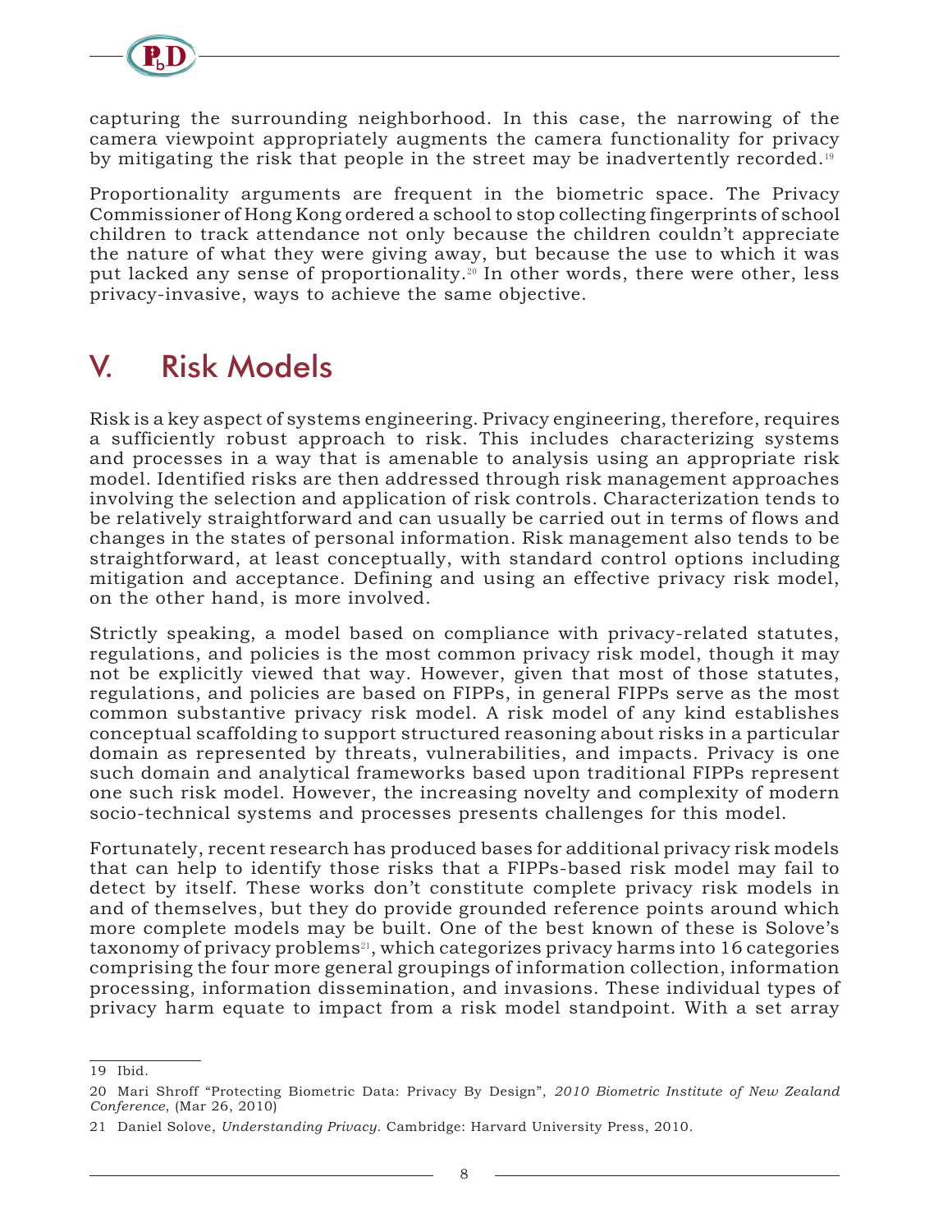capturing the surrounding neighborhood. In this case, the narrowing of the camera viewpoint appropriately augments the camera functionality for privacy by mitigating the risk that people in the street may be inadvertently recorded.[19]

Proportionality arguments are frequent in the biometric space. The Privacy Commissioner of Hong Kong ordered a school to stop collecting fingerprints of school children to track attendance not only because the children couldn't appreciate the nature of what they were giving away, but because the use to which it was put lacked any sense of proportionality.[20] In other words, there were other, less privacy-invasive, ways to achieve the same objective.

## V. Risk Models

Risk is a key aspect of systems engineering. Privacy engineering, therefore, requires a sufficiently robust approach to risk. This includes characterizing systems and processes in a way that is amenable to analysis using an appropriate risk model. Identified risks are then addressed through risk management approaches involving the selection and application of risk controls. Characterization tends to be relatively straightforward and can usually be carried out in terms of flows and changes in the states of personal information. Risk management also tends to be straightforward, at least conceptually, with standard control options including mitigation and acceptance. Defining and using an effective privacy risk model, on the other hand, is more involved.

Strictly speaking, a model based on compliance with privacy-related statutes, regulations, and policies is the most common privacy risk model, though it may not be explicitly viewed that way. However, given that most of those statutes, regulations, and policies are based on FIPPs, in general FIPPs serve as the most common substantive privacy risk model. A risk model of any kind establishes conceptual scaffolding to support structured reasoning about risks in a particular domain as represented by threats, vulnerabilities, and impacts. Privacy is one such domain and analytical frameworks based upon traditional FIPPs represent one such risk model. However, the increasing novelty and complexity of modern socio-technical systems and processes presents challenges for this model.

Fortunately, recent research has produced bases for additional privacy risk models that can help to identify those risks that a FIPPs-based risk model may fail to detect by itself. These works don't constitute complete privacy risk models in and of themselves, but they do provide grounded reference points around which more complete models may be built. One of the best known of these is Solove's taxonomy of privacy problems[21], which categorizes privacy harms into 16 categories comprising the four more general groupings of information collection, information processing, information dissemination, and invasions. These individual types of privacy harm equate to impact from a risk model standpoint. With a set array

---

19 Ibid.

20 Mari Shroff "Protecting Biometric Data: Privacy By Design", *2010 Biometric Institute of New Zealand Conference*, (Mar 26, 2010)

21 Daniel Solove, *Understanding Privacy*. Cambridge: Harvard University Press, 2010.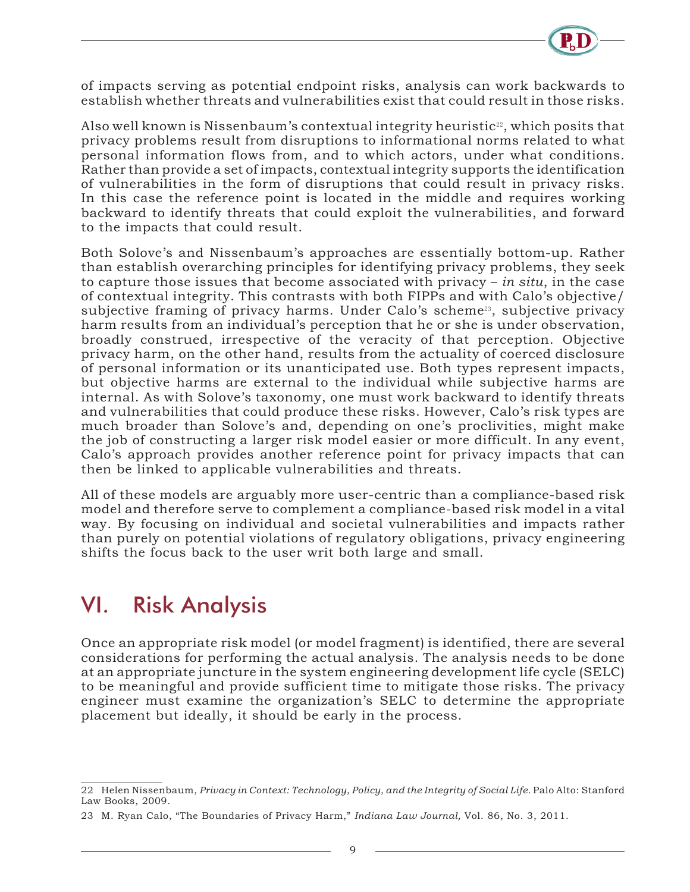of impacts serving as potential endpoint risks, analysis can work backwards to establish whether threats and vulnerabilities exist that could result in those risks.

Also well known is Nissenbaum's contextual integrity heuristic[22], which posits that privacy problems result from disruptions to informational norms related to what personal information flows from, and to which actors, under what conditions. Rather than provide a set of impacts, contextual integrity supports the identification of vulnerabilities in the form of disruptions that could result in privacy risks. In this case the reference point is located in the middle and requires working backward to identify threats that could exploit the vulnerabilities, and forward to the impacts that could result.

Both Solove's and Nissenbaum's approaches are essentially bottom-up. Rather than establish overarching principles for identifying privacy problems, they seek to capture those issues that become associated with privacy – *in situ*, in the case of contextual integrity. This contrasts with both FIPPs and with Calo's objective/subjective framing of privacy harms. Under Calo's scheme[23], subjective privacy harm results from an individual's perception that he or she is under observation, broadly construed, irrespective of the veracity of that perception. Objective privacy harm, on the other hand, results from the actuality of coerced disclosure of personal information or its unanticipated use. Both types represent impacts, but objective harms are external to the individual while subjective harms are internal. As with Solove's taxonomy, one must work backward to identify threats and vulnerabilities that could produce these risks. However, Calo's risk types are much broader than Solove's and, depending on one's proclivities, might make the job of constructing a larger risk model easier or more difficult. In any event, Calo's approach provides another reference point for privacy impacts that can then be linked to applicable vulnerabilities and threats.

All of these models are arguably more user-centric than a compliance-based risk model and therefore serve to complement a compliance-based risk model in a vital way. By focusing on individual and societal vulnerabilities and impacts rather than purely on potential violations of regulatory obligations, privacy engineering shifts the focus back to the user writ both large and small.

# VI. Risk Analysis

Once an appropriate risk model (or model fragment) is identified, there are several considerations for performing the actual analysis. The analysis needs to be done at an appropriate juncture in the system engineering development life cycle (SELC) to be meaningful and provide sufficient time to mitigate those risks. The privacy engineer must examine the organization's SELC to determine the appropriate placement but ideally, it should be early in the process.

---

22 Helen Nissenbaum, *Privacy in Context: Technology, Policy, and the Integrity of Social Life*. Palo Alto: Stanford Law Books, 2009.

23 M. Ryan Calo, "The Boundaries of Privacy Harm," *Indiana Law Journal,* Vol. 86, No. 3, 2011.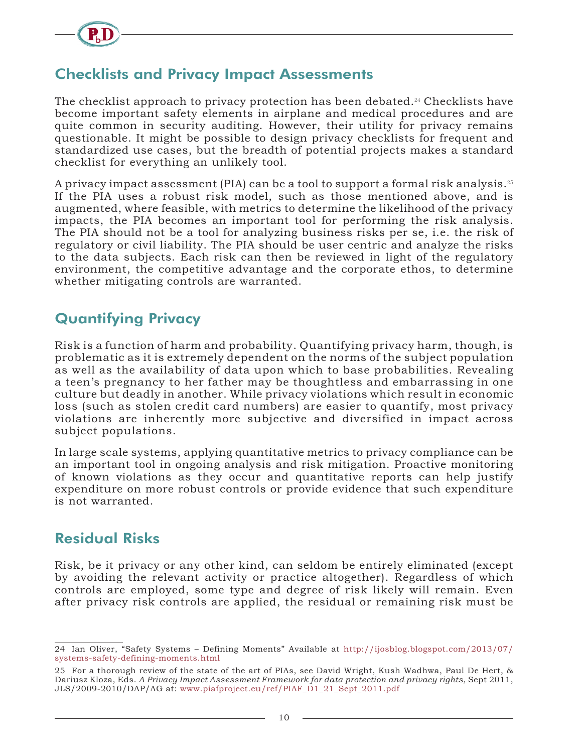## Checklists and Privacy Impact Assessments

The checklist approach to privacy protection has been debated.[24] Checklists have become important safety elements in airplane and medical procedures and are quite common in security auditing. However, their utility for privacy remains questionable. It might be possible to design privacy checklists for frequent and standardized use cases, but the breadth of potential projects makes a standard checklist for everything an unlikely tool.

A privacy impact assessment (PIA) can be a tool to support a formal risk analysis.[25] If the PIA uses a robust risk model, such as those mentioned above, and is augmented, where feasible, with metrics to determine the likelihood of the privacy impacts, the PIA becomes an important tool for performing the risk analysis. The PIA should not be a tool for analyzing business risks per se, i.e. the risk of regulatory or civil liability. The PIA should be user centric and analyze the risks to the data subjects. Each risk can then be reviewed in light of the regulatory environment, the competitive advantage and the corporate ethos, to determine whether mitigating controls are warranted.

## Quantifying Privacy

Risk is a function of harm and probability. Quantifying privacy harm, though, is problematic as it is extremely dependent on the norms of the subject population as well as the availability of data upon which to base probabilities. Revealing a teen's pregnancy to her father may be thoughtless and embarrassing in one culture but deadly in another. While privacy violations which result in economic loss (such as stolen credit card numbers) are easier to quantify, most privacy violations are inherently more subjective and diversified in impact across subject populations.

In large scale systems, applying quantitative metrics to privacy compliance can be an important tool in ongoing analysis and risk mitigation. Proactive monitoring of known violations as they occur and quantitative reports can help justify expenditure on more robust controls or provide evidence that such expenditure is not warranted.

## Residual Risks

Risk, be it privacy or any other kind, can seldom be entirely eliminated (except by avoiding the relevant activity or practice altogether). Regardless of which controls are employed, some type and degree of risk likely will remain. Even after privacy risk controls are applied, the residual or remaining risk must be

---

24 Ian Oliver, "Safety Systems – Defining Moments" Available at http://ijosblog.blogspot.com/2013/07/systems-safety-defining-moments.html

25 For a thorough review of the state of the art of PIAs, see David Wright, Kush Wadhwa, Paul De Hert, & Dariusz Kloza, Eds. *A Privacy Impact Assessment Framework for data protection and privacy rights*, Sept 2011, JLS/2009-2010/DAP/AG at: www.piafproject.eu/ref/PIAF_D1_21_Sept_2011.pdf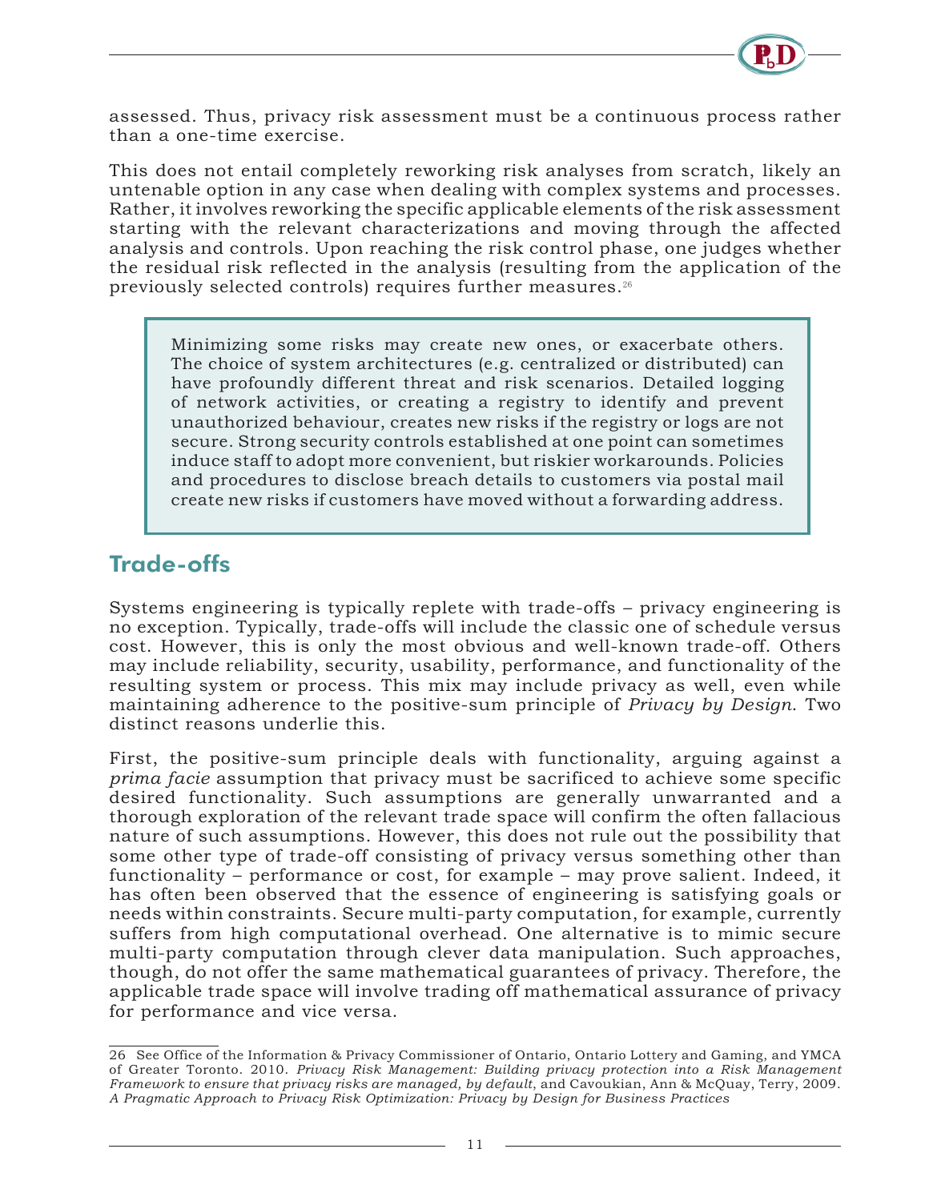assessed. Thus, privacy risk assessment must be a continuous process rather than a one-time exercise.

This does not entail completely reworking risk analyses from scratch, likely an untenable option in any case when dealing with complex systems and processes. Rather, it involves reworking the specific applicable elements of the risk assessment starting with the relevant characterizations and moving through the affected analysis and controls. Upon reaching the risk control phase, one judges whether the residual risk reflected in the analysis (resulting from the application of the previously selected controls) requires further measures.[26]

> Minimizing some risks may create new ones, or exacerbate others. The choice of system architectures (e.g. centralized or distributed) can have profoundly different threat and risk scenarios. Detailed logging of network activities, or creating a registry to identify and prevent unauthorized behaviour, creates new risks if the registry or logs are not secure. Strong security controls established at one point can sometimes induce staff to adopt more convenient, but riskier workarounds. Policies and procedures to disclose breach details to customers via postal mail create new risks if customers have moved without a forwarding address.

## Trade-offs

Systems engineering is typically replete with trade-offs – privacy engineering is no exception. Typically, trade-offs will include the classic one of schedule versus cost. However, this is only the most obvious and well-known trade-off. Others may include reliability, security, usability, performance, and functionality of the resulting system or process. This mix may include privacy as well, even while maintaining adherence to the positive-sum principle of *Privacy by Design*. Two distinct reasons underlie this.

First, the positive-sum principle deals with functionality, arguing against a *prima facie* assumption that privacy must be sacrificed to achieve some specific desired functionality. Such assumptions are generally unwarranted and a thorough exploration of the relevant trade space will confirm the often fallacious nature of such assumptions. However, this does not rule out the possibility that some other type of trade-off consisting of privacy versus something other than functionality – performance or cost, for example – may prove salient. Indeed, it has often been observed that the essence of engineering is satisfying goals or needs within constraints. Secure multi-party computation, for example, currently suffers from high computational overhead. One alternative is to mimic secure multi-party computation through clever data manipulation. Such approaches, though, do not offer the same mathematical guarantees of privacy. Therefore, the applicable trade space will involve trading off mathematical assurance of privacy for performance and vice versa.

---

26 See Office of the Information & Privacy Commissioner of Ontario, Ontario Lottery and Gaming, and YMCA of Greater Toronto. 2010. *Privacy Risk Management: Building privacy protection into a Risk Management Framework to ensure that privacy risks are managed, by default,* and Cavoukian, Ann & McQuay, Terry, 2009. *A Pragmatic Approach to Privacy Risk Optimization: Privacy by Design for Business Practices*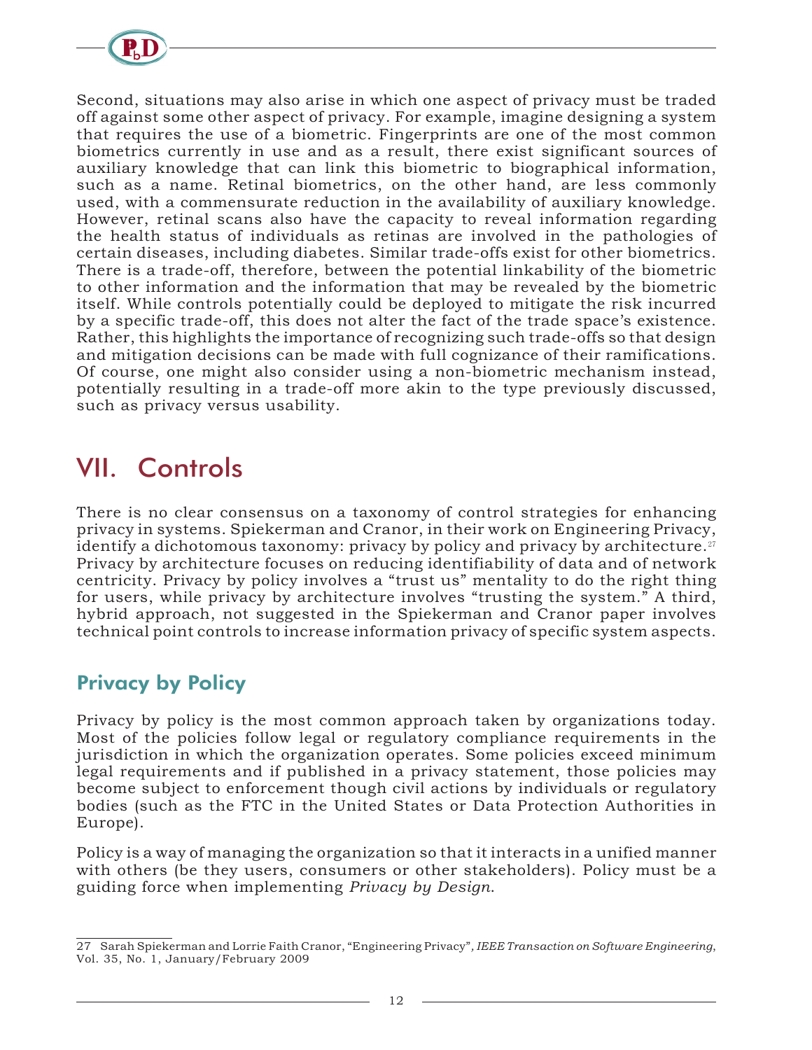Second, situations may also arise in which one aspect of privacy must be traded off against some other aspect of privacy. For example, imagine designing a system that requires the use of a biometric. Fingerprints are one of the most common biometrics currently in use and as a result, there exist significant sources of auxiliary knowledge that can link this biometric to biographical information, such as a name. Retinal biometrics, on the other hand, are less commonly used, with a commensurate reduction in the availability of auxiliary knowledge. However, retinal scans also have the capacity to reveal information regarding the health status of individuals as retinas are involved in the pathologies of certain diseases, including diabetes. Similar trade-offs exist for other biometrics. There is a trade-off, therefore, between the potential linkability of the biometric to other information and the information that may be revealed by the biometric itself. While controls potentially could be deployed to mitigate the risk incurred by a specific trade-off, this does not alter the fact of the trade space's existence. Rather, this highlights the importance of recognizing such trade-offs so that design and mitigation decisions can be made with full cognizance of their ramifications. Of course, one might also consider using a non-biometric mechanism instead, potentially resulting in a trade-off more akin to the type previously discussed, such as privacy versus usability.

# VII. Controls

There is no clear consensus on a taxonomy of control strategies for enhancing privacy in systems. Spiekerman and Cranor, in their work on Engineering Privacy, identify a dichotomous taxonomy: privacy by policy and privacy by architecture.[27] Privacy by architecture focuses on reducing identifiability of data and of network centricity. Privacy by policy involves a "trust us" mentality to do the right thing for users, while privacy by architecture involves "trusting the system." A third, hybrid approach, not suggested in the Spiekerman and Cranor paper involves technical point controls to increase information privacy of specific system aspects.

## Privacy by Policy

Privacy by policy is the most common approach taken by organizations today. Most of the policies follow legal or regulatory compliance requirements in the jurisdiction in which the organization operates. Some policies exceed minimum legal requirements and if published in a privacy statement, those policies may become subject to enforcement though civil actions by individuals or regulatory bodies (such as the FTC in the United States or Data Protection Authorities in Europe).

Policy is a way of managing the organization so that it interacts in a unified manner with others (be they users, consumers or other stakeholders). Policy must be a guiding force when implementing *Privacy by Design*.

---

27 Sarah Spiekerman and Lorrie Faith Cranor, "Engineering Privacy", *IEEE Transaction on Software Engineering*, Vol. 35, No. 1, January/February 2009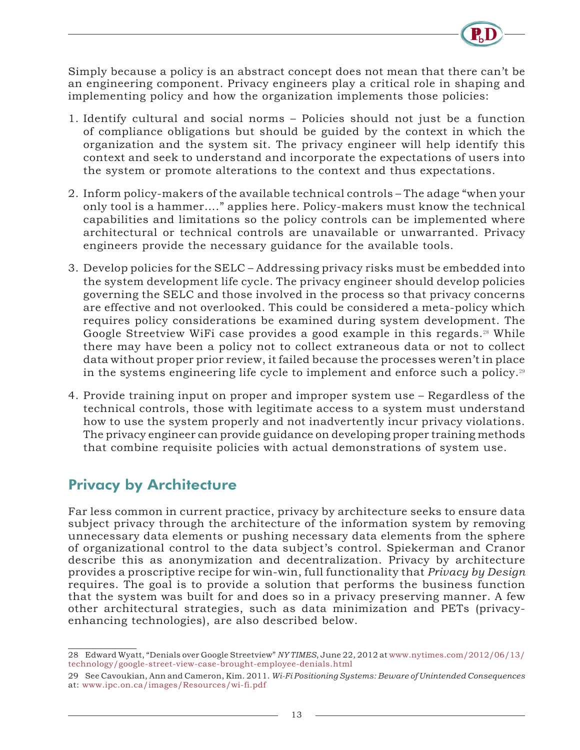Simply because a policy is an abstract concept does not mean that there can't be an engineering component. Privacy engineers play a critical role in shaping and implementing policy and how the organization implements those policies:

1. Identify cultural and social norms – Policies should not just be a function of compliance obligations but should be guided by the context in which the organization and the system sit. The privacy engineer will help identify this context and seek to understand and incorporate the expectations of users into the system or promote alterations to the context and thus expectations.

2. Inform policy-makers of the available technical controls – The adage "when your only tool is a hammer…." applies here. Policy-makers must know the technical capabilities and limitations so the policy controls can be implemented where architectural or technical controls are unavailable or unwarranted. Privacy engineers provide the necessary guidance for the available tools.

3. Develop policies for the SELC – Addressing privacy risks must be embedded into the system development life cycle. The privacy engineer should develop policies governing the SELC and those involved in the process so that privacy concerns are effective and not overlooked. This could be considered a meta-policy which requires policy considerations be examined during system development. The Google Streetview WiFi case provides a good example in this regards.[28] While there may have been a policy not to collect extraneous data or not to collect data without proper prior review, it failed because the processes weren't in place in the systems engineering life cycle to implement and enforce such a policy.[29]

4. Provide training input on proper and improper system use – Regardless of the technical controls, those with legitimate access to a system must understand how to use the system properly and not inadvertently incur privacy violations. The privacy engineer can provide guidance on developing proper training methods that combine requisite policies with actual demonstrations of system use.

## Privacy by Architecture

Far less common in current practice, privacy by architecture seeks to ensure data subject privacy through the architecture of the information system by removing unnecessary data elements or pushing necessary data elements from the sphere of organizational control to the data subject's control. Spiekerman and Cranor describe this as anonymization and decentralization. Privacy by architecture provides a proscriptive recipe for win-win, full functionality that *Privacy by Design* requires. The goal is to provide a solution that performs the business function that the system was built for and does so in a privacy preserving manner. A few other architectural strategies, such as data minimization and PETs (privacy-enhancing technologies), are also described below.

---

28 Edward Wyatt, "Denials over Google Streetview" *NY TIMES*, June 22, 2012 at www.nytimes.com/2012/06/13/technology/google-street-view-case-brought-employee-denials.html

29 See Cavoukian, Ann and Cameron, Kim. 2011. *Wi-Fi Positioning Systems: Beware of Unintended Consequences* at: www.ipc.on.ca/images/Resources/wi-fi.pdf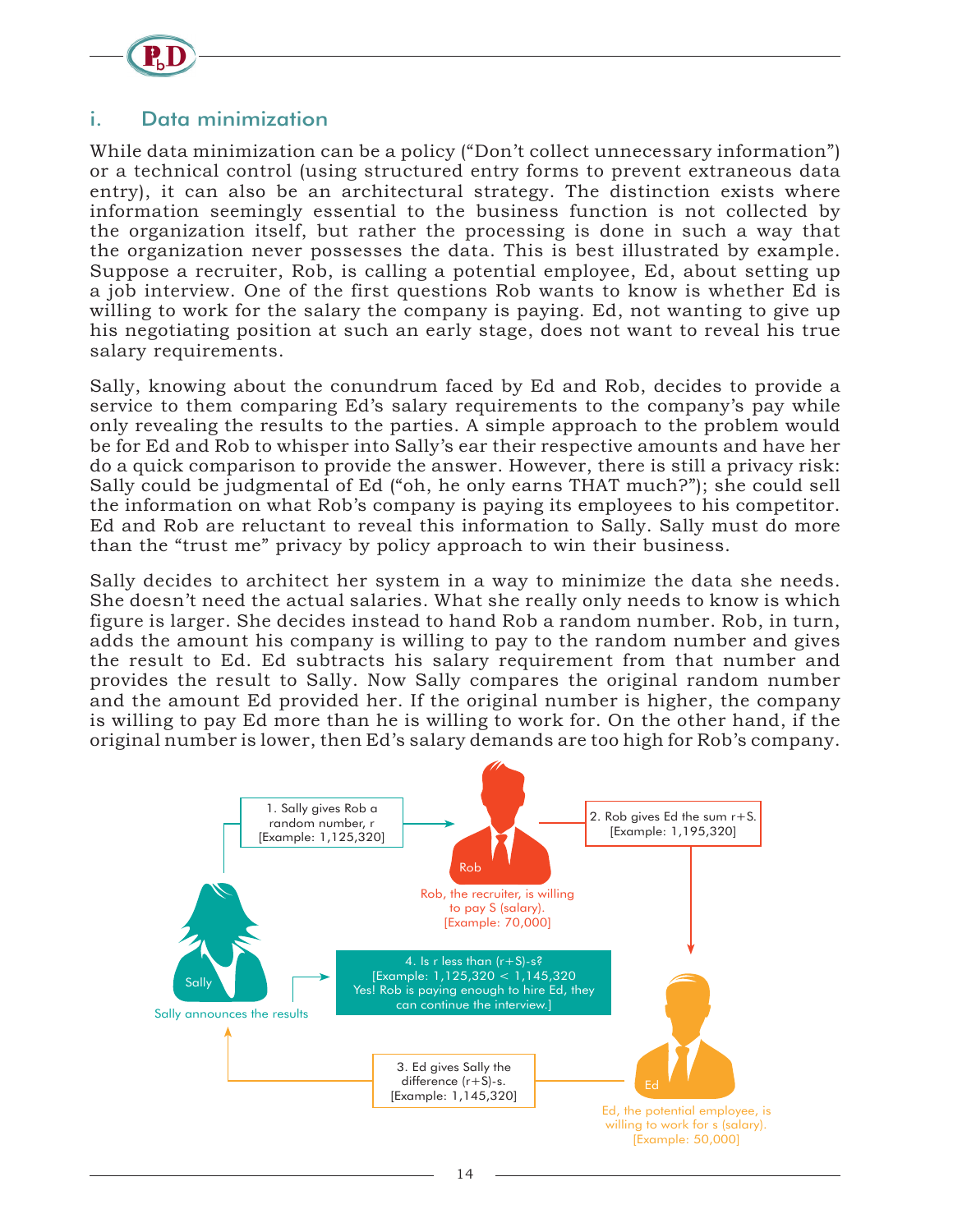## i. Data minimization

While data minimization can be a policy ("Don't collect unnecessary information") or a technical control (using structured entry forms to prevent extraneous data entry), it can also be an architectural strategy. The distinction exists where information seemingly essential to the business function is not collected by the organization itself, but rather the processing is done in such a way that the organization never possesses the data. This is best illustrated by example. Suppose a recruiter, Rob, is calling a potential employee, Ed, about setting up a job interview. One of the first questions Rob wants to know is whether Ed is willing to work for the salary the company is paying. Ed, not wanting to give up his negotiating position at such an early stage, does not want to reveal his true salary requirements.

Sally, knowing about the conundrum faced by Ed and Rob, decides to provide a service to them comparing Ed's salary requirements to the company's pay while only revealing the results to the parties. A simple approach to the problem would be for Ed and Rob to whisper into Sally's ear their respective amounts and have her do a quick comparison to provide the answer. However, there is still a privacy risk: Sally could be judgmental of Ed ("oh, he only earns THAT much?"); she could sell the information on what Rob's company is paying its employees to his competitor. Ed and Rob are reluctant to reveal this information to Sally. Sally must do more than the "trust me" privacy by policy approach to win their business.

Sally decides to architect her system in a way to minimize the data she needs. She doesn't need the actual salaries. What she really only needs to know is which figure is larger. She decides instead to hand Rob a random number. Rob, in turn, adds the amount his company is willing to pay to the random number and gives the result to Ed. Ed subtracts his salary requirement from that number and provides the result to Sally. Now Sally compares the original random number and the amount Ed provided her. If the original number is higher, the company is willing to pay Ed more than he is willing to work for. On the other hand, if the original number is lower, then Ed's salary demands are too high for Rob's company.

1. Sally gives Rob a random number, r [Example: 1,125,320]

Rob

Rob, the recruiter, is willing to pay S (salary). [Example: 70,000]

2. Rob gives Ed the sum r+S. [Example: 1,195,320]

Sally

Sally announces the results

4. Is r less than (r+S)-s? [Example: 1,125,320 < 1,145,320 Yes! Rob is paying enough to hire Ed, they can continue the interview.]

3. Ed gives Sally the difference (r+S)-s. [Example: 1,145,320]

Ed

Ed, the potential employee, is willing to work for s (salary). [Example: 50,000]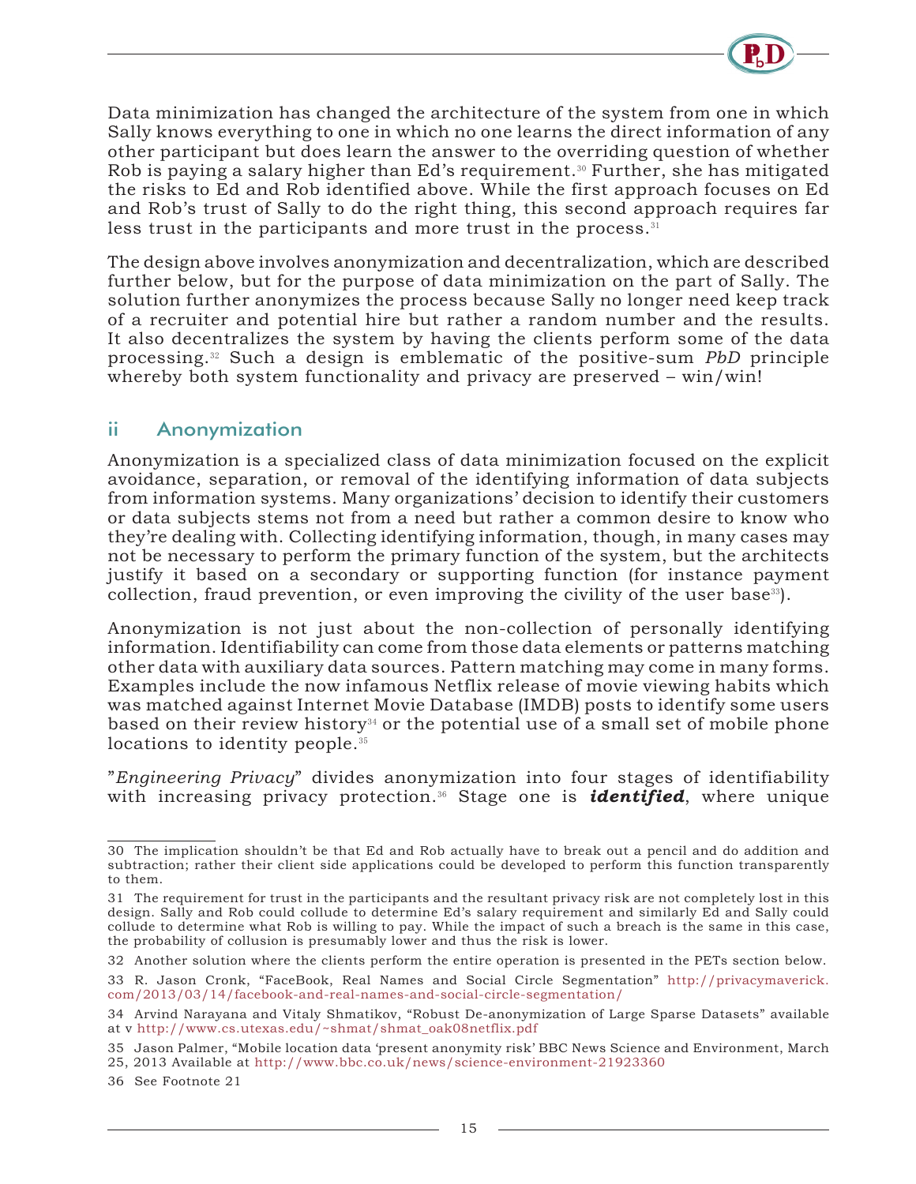Data minimization has changed the architecture of the system from one in which Sally knows everything to one in which no one learns the direct information of any other participant but does learn the answer to the overriding question of whether Rob is paying a salary higher than Ed's requirement.[30] Further, she has mitigated the risks to Ed and Rob identified above. While the first approach focuses on Ed and Rob's trust of Sally to do the right thing, this second approach requires far less trust in the participants and more trust in the process.[31]

The design above involves anonymization and decentralization, which are described further below, but for the purpose of data minimization on the part of Sally. The solution further anonymizes the process because Sally no longer need keep track of a recruiter and potential hire but rather a random number and the results. It also decentralizes the system by having the clients perform some of the data processing.[32] Such a design is emblematic of the positive-sum *PbD* principle whereby both system functionality and privacy are preserved – win/win!

## ii Anonymization

Anonymization is a specialized class of data minimization focused on the explicit avoidance, separation, or removal of the identifying information of data subjects from information systems. Many organizations' decision to identify their customers or data subjects stems not from a need but rather a common desire to know who they're dealing with. Collecting identifying information, though, in many cases may not be necessary to perform the primary function of the system, but the architects justify it based on a secondary or supporting function (for instance payment collection, fraud prevention, or even improving the civility of the user base[33]).

Anonymization is not just about the non-collection of personally identifying information. Identifiability can come from those data elements or patterns matching other data with auxiliary data sources. Pattern matching may come in many forms. Examples include the now infamous Netflix release of movie viewing habits which was matched against Internet Movie Database (IMDB) posts to identify some users based on their review history[34] or the potential use of a small set of mobile phone locations to identity people.[35]

"*Engineering Privacy*" divides anonymization into four stages of identifiability with increasing privacy protection.[36] Stage one is ***identified***, where unique

---

30 The implication shouldn't be that Ed and Rob actually have to break out a pencil and do addition and subtraction; rather their client side applications could be developed to perform this function transparently to them.

31 The requirement for trust in the participants and the resultant privacy risk are not completely lost in this design. Sally and Rob could collude to determine Ed's salary requirement and similarly Ed and Sally could collude to determine what Rob is willing to pay. While the impact of such a breach is the same in this case, the probability of collusion is presumably lower and thus the risk is lower.

32 Another solution where the clients perform the entire operation is presented in the PETs section below.

33 R. Jason Cronk, "FaceBook, Real Names and Social Circle Segmentation" http://privacymaverick.com/2013/03/14/facebook-and-real-names-and-social-circle-segmentation/

34 Arvind Narayana and Vitaly Shmatikov, "Robust De-anonymization of Large Sparse Datasets" available at v http://www.cs.utexas.edu/~shmat/shmat_oak08netflix.pdf

35 Jason Palmer, "Mobile location data 'present anonymity risk' BBC News Science and Environment, March 25, 2013 Available at http://www.bbc.co.uk/news/science-environment-21923360

36 See Footnote 21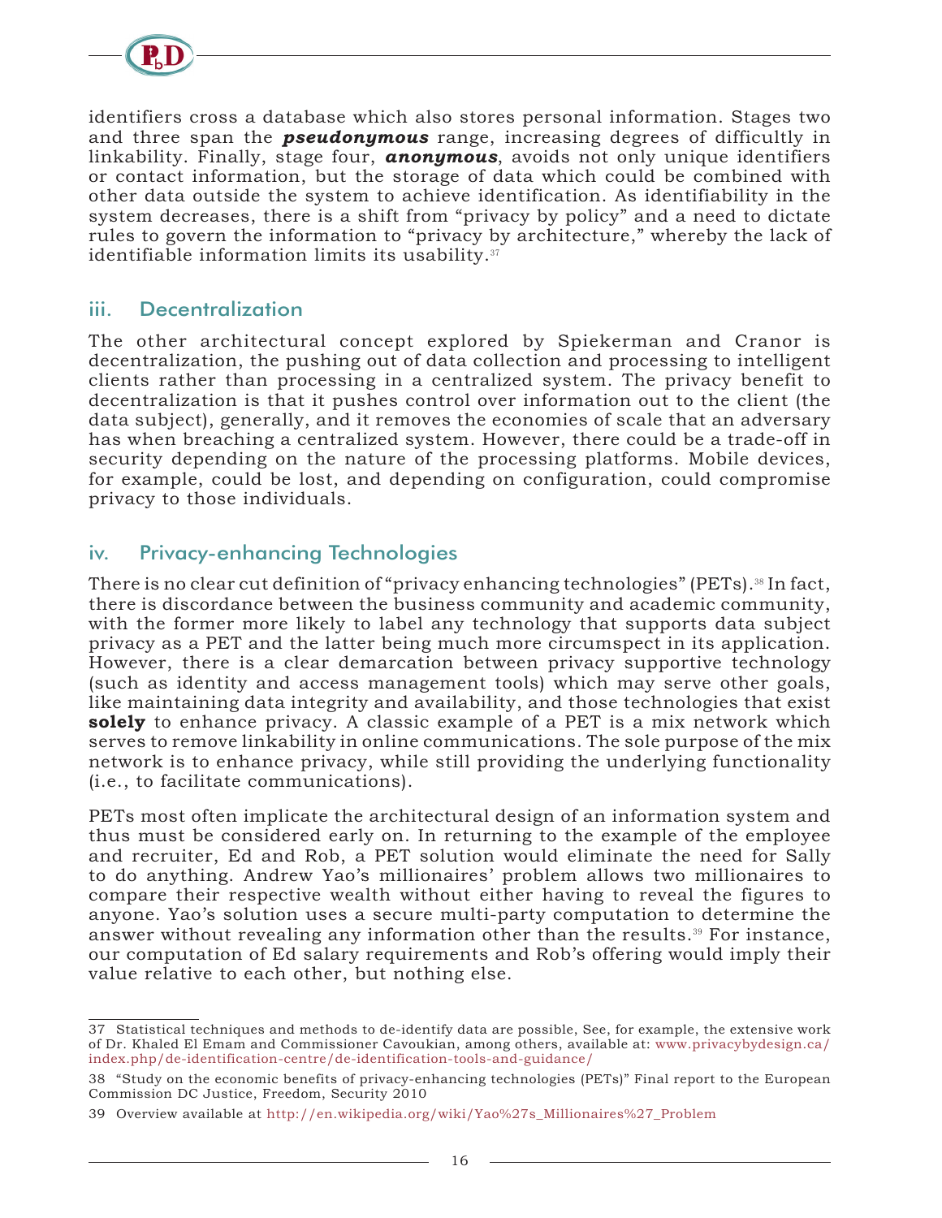identifiers cross a database which also stores personal information. Stages two and three span the ***pseudonymous*** range, increasing degrees of difficultly in linkability. Finally, stage four, ***anonymous***, avoids not only unique identifiers or contact information, but the storage of data which could be combined with other data outside the system to achieve identification. As identifiability in the system decreases, there is a shift from "privacy by policy" and a need to dictate rules to govern the information to "privacy by architecture," whereby the lack of identifiable information limits its usability.[37]

### iii. Decentralization

The other architectural concept explored by Spiekerman and Cranor is decentralization, the pushing out of data collection and processing to intelligent clients rather than processing in a centralized system. The privacy benefit to decentralization is that it pushes control over information out to the client (the data subject), generally, and it removes the economies of scale that an adversary has when breaching a centralized system. However, there could be a trade-off in security depending on the nature of the processing platforms. Mobile devices, for example, could be lost, and depending on configuration, could compromise privacy to those individuals.

### iv. Privacy-enhancing Technologies

There is no clear cut definition of "privacy enhancing technologies" (PETs).[38] In fact, there is discordance between the business community and academic community, with the former more likely to label any technology that supports data subject privacy as a PET and the latter being much more circumspect in its application. However, there is a clear demarcation between privacy supportive technology (such as identity and access management tools) which may serve other goals, like maintaining data integrity and availability, and those technologies that exist **solely** to enhance privacy. A classic example of a PET is a mix network which serves to remove linkability in online communications. The sole purpose of the mix network is to enhance privacy, while still providing the underlying functionality (i.e., to facilitate communications).

PETs most often implicate the architectural design of an information system and thus must be considered early on. In returning to the example of the employee and recruiter, Ed and Rob, a PET solution would eliminate the need for Sally to do anything. Andrew Yao's millionaires' problem allows two millionaires to compare their respective wealth without either having to reveal the figures to anyone. Yao's solution uses a secure multi-party computation to determine the answer without revealing any information other than the results.[39] For instance, our computation of Ed salary requirements and Rob's offering would imply their value relative to each other, but nothing else.

---

37 Statistical techniques and methods to de-identify data are possible, See, for example, the extensive work of Dr. Khaled El Emam and Commissioner Cavoukian, among others, available at: www.privacybydesign.ca/index.php/de-identification-centre/de-identification-tools-and-guidance/

38 "Study on the economic benefits of privacy-enhancing technologies (PETs)" Final report to the European Commission DC Justice, Freedom, Security 2010

39 Overview available at http://en.wikipedia.org/wiki/Yao%27s_Millionaires%27_Problem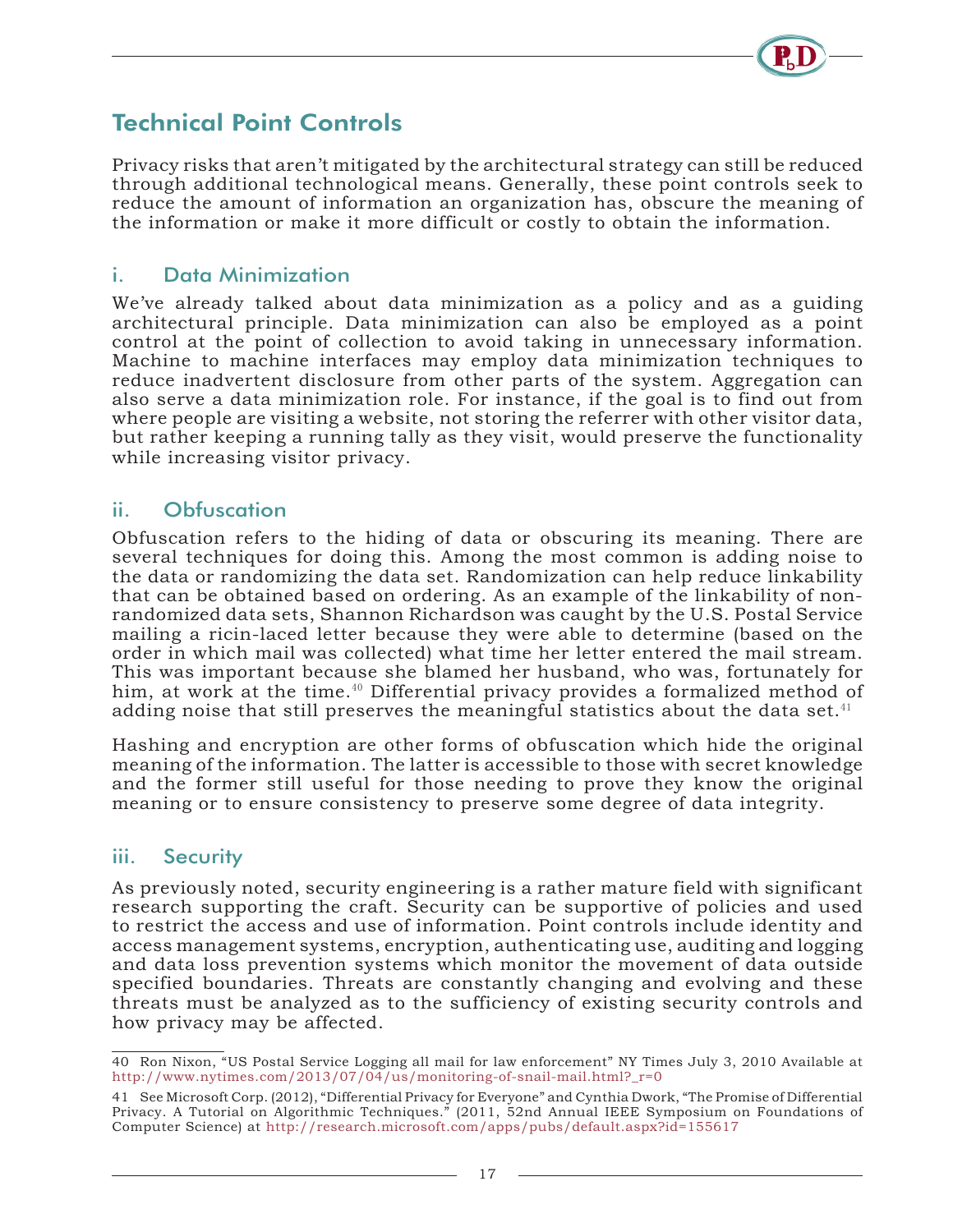## Technical Point Controls

Privacy risks that aren't mitigated by the architectural strategy can still be reduced through additional technological means. Generally, these point controls seek to reduce the amount of information an organization has, obscure the meaning of the information or make it more difficult or costly to obtain the information.

### i. Data Minimization

We've already talked about data minimization as a policy and as a guiding architectural principle. Data minimization can also be employed as a point control at the point of collection to avoid taking in unnecessary information. Machine to machine interfaces may employ data minimization techniques to reduce inadvertent disclosure from other parts of the system. Aggregation can also serve a data minimization role. For instance, if the goal is to find out from where people are visiting a website, not storing the referrer with other visitor data, but rather keeping a running tally as they visit, would preserve the functionality while increasing visitor privacy.

### ii. Obfuscation

Obfuscation refers to the hiding of data or obscuring its meaning. There are several techniques for doing this. Among the most common is adding noise to the data or randomizing the data set. Randomization can help reduce linkability that can be obtained based on ordering. As an example of the linkability of non-randomized data sets, Shannon Richardson was caught by the U.S. Postal Service mailing a ricin-laced letter because they were able to determine (based on the order in which mail was collected) what time her letter entered the mail stream. This was important because she blamed her husband, who was, fortunately for him, at work at the time.[40] Differential privacy provides a formalized method of adding noise that still preserves the meaningful statistics about the data set.[41]

Hashing and encryption are other forms of obfuscation which hide the original meaning of the information. The latter is accessible to those with secret knowledge and the former still useful for those needing to prove they know the original meaning or to ensure consistency to preserve some degree of data integrity.

### iii. Security

As previously noted, security engineering is a rather mature field with significant research supporting the craft. Security can be supportive of policies and used to restrict the access and use of information. Point controls include identity and access management systems, encryption, authenticating use, auditing and logging and data loss prevention systems which monitor the movement of data outside specified boundaries. Threats are constantly changing and evolving and these threats must be analyzed as to the sufficiency of existing security controls and how privacy may be affected.

---

40 Ron Nixon, "US Postal Service Logging all mail for law enforcement" NY Times July 3, 2010 Available at http://www.nytimes.com/2013/07/04/us/monitoring-of-snail-mail.html?_r=0

41 See Microsoft Corp. (2012), "Differential Privacy for Everyone" and Cynthia Dwork, "The Promise of Differential Privacy. A Tutorial on Algorithmic Techniques." (2011, 52nd Annual IEEE Symposium on Foundations of Computer Science) at http://research.microsoft.com/apps/pubs/default.aspx?id=155617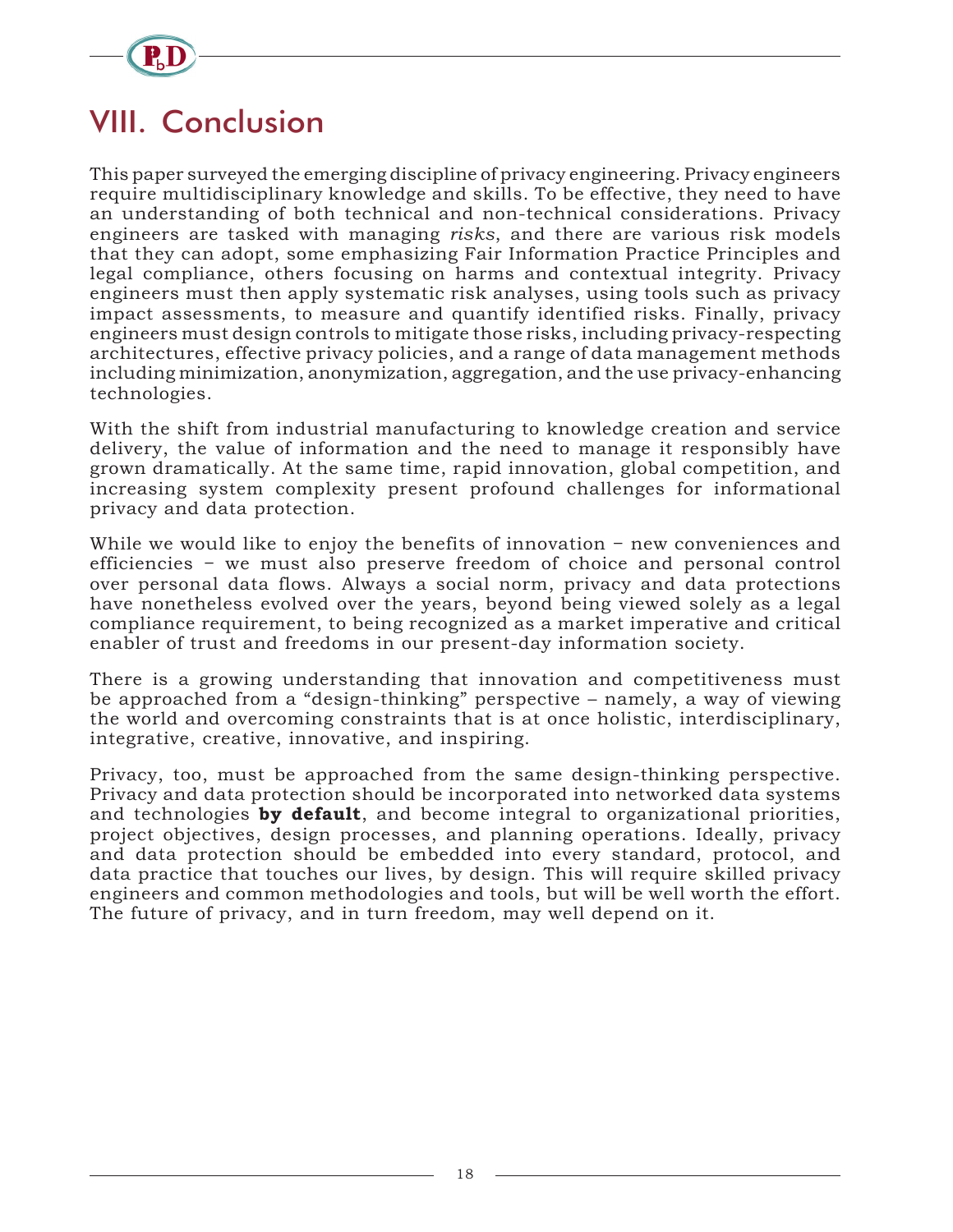# VIII. Conclusion

This paper surveyed the emerging discipline of privacy engineering. Privacy engineers require multidisciplinary knowledge and skills. To be effective, they need to have an understanding of both technical and non-technical considerations. Privacy engineers are tasked with managing *risks*, and there are various risk models that they can adopt, some emphasizing Fair Information Practice Principles and legal compliance, others focusing on harms and contextual integrity. Privacy engineers must then apply systematic risk analyses, using tools such as privacy impact assessments, to measure and quantify identified risks. Finally, privacy engineers must design controls to mitigate those risks, including privacy-respecting architectures, effective privacy policies, and a range of data management methods including minimization, anonymization, aggregation, and the use privacy-enhancing technologies.

With the shift from industrial manufacturing to knowledge creation and service delivery, the value of information and the need to manage it responsibly have grown dramatically. At the same time, rapid innovation, global competition, and increasing system complexity present profound challenges for informational privacy and data protection.

While we would like to enjoy the benefits of innovation – new conveniences and efficiencies – we must also preserve freedom of choice and personal control over personal data flows. Always a social norm, privacy and data protections have nonetheless evolved over the years, beyond being viewed solely as a legal compliance requirement, to being recognized as a market imperative and critical enabler of trust and freedoms in our present-day information society.

There is a growing understanding that innovation and competitiveness must be approached from a "design-thinking" perspective – namely, a way of viewing the world and overcoming constraints that is at once holistic, interdisciplinary, integrative, creative, innovative, and inspiring.

Privacy, too, must be approached from the same design-thinking perspective. Privacy and data protection should be incorporated into networked data systems and technologies **by default**, and become integral to organizational priorities, project objectives, design processes, and planning operations. Ideally, privacy and data protection should be embedded into every standard, protocol, and data practice that touches our lives, by design. This will require skilled privacy engineers and common methodologies and tools, but will be well worth the effort. The future of privacy, and in turn freedom, may well depend on it.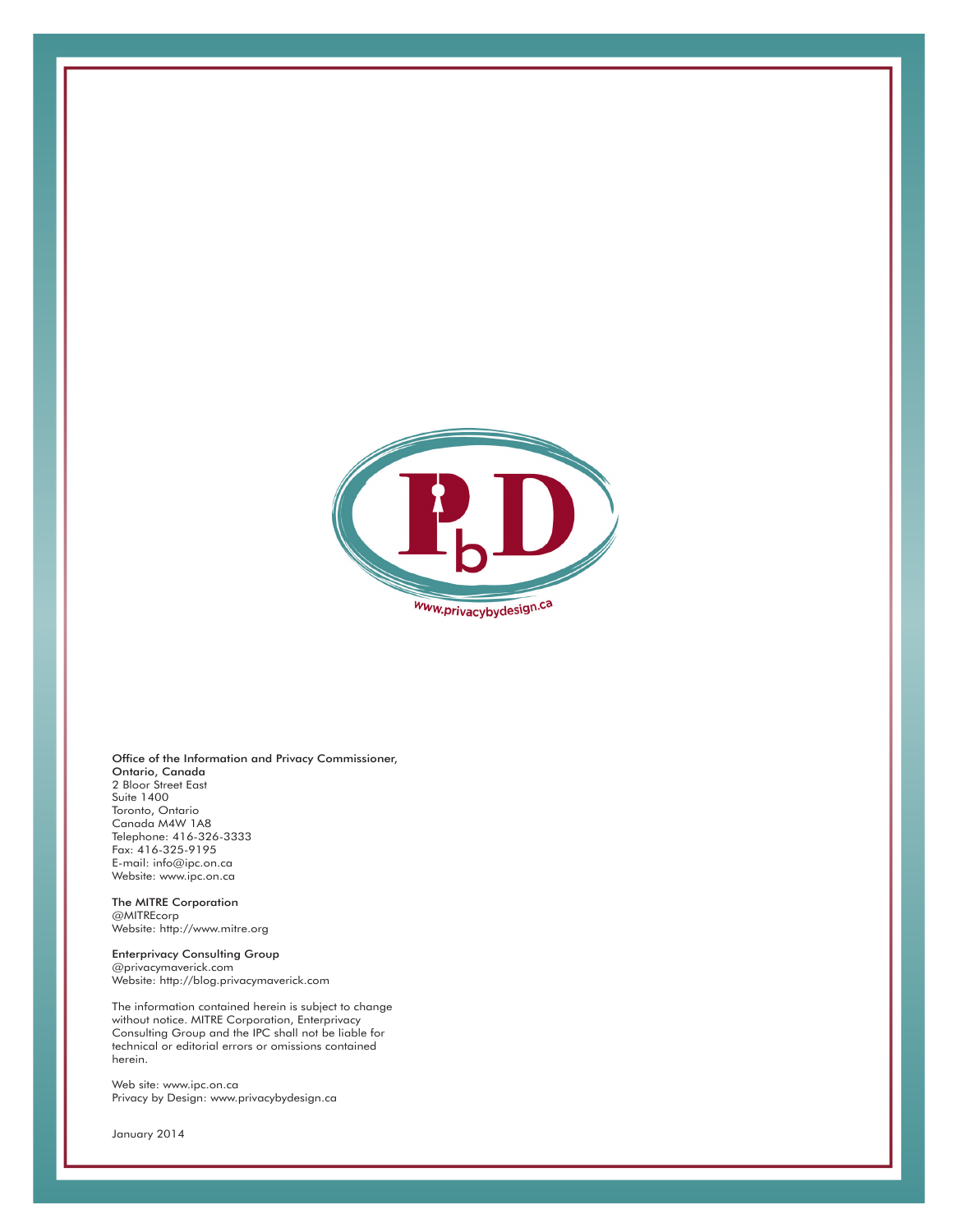www.privacybydesign.ca

**Office of the Information and Privacy Commissioner, Ontario, Canada**
2 Bloor Street East
Suite 1400
Toronto, Ontario
Canada M4W 1A8
Telephone: 416-326-3333
Fax: 416-325-9195
E-mail: info@ipc.on.ca
Website: www.ipc.on.ca

**The MITRE Corporation**
@MITREcorp
Website: http://www.mitre.org

**Enterprivacy Consulting Group**
@privacymaverick.com
Website: http://blog.privacymaverick.com

The information contained herein is subject to change without notice. MITRE Corporation, Enterprivacy Consulting Group and the IPC shall not be liable for technical or editorial errors or omissions contained herein.

Web site: www.ipc.on.ca
Privacy by Design: www.privacybydesign.ca

January 2014